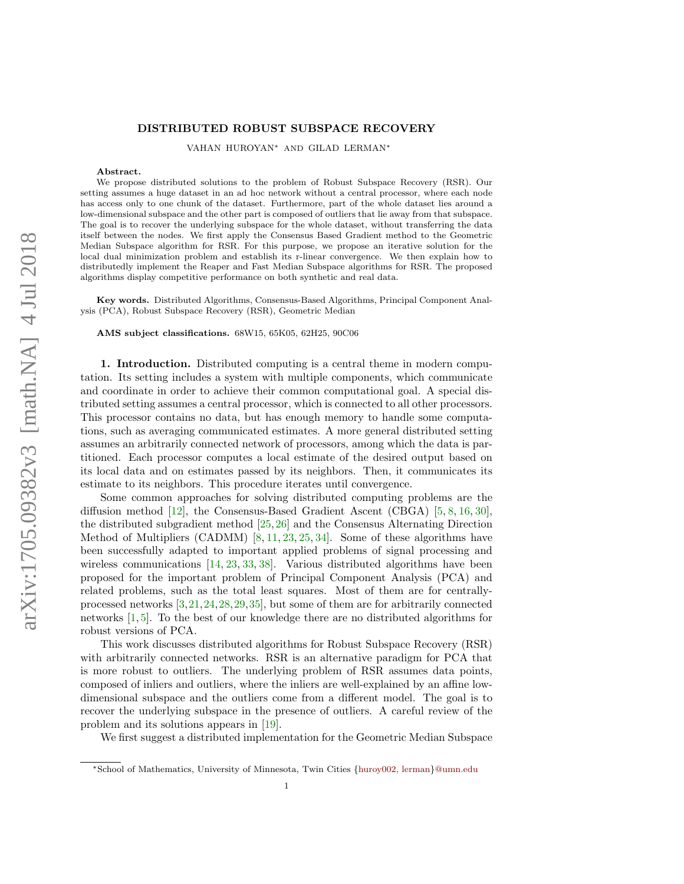# DISTRIBUTED ROBUST SUBSPACE RECOVERY

VAHAN HUROYAN* AND GILAD LERMAN*

**Abstract.** We propose distributed solutions to the problem of Robust Subspace Recovery (RSR). Our setting assumes a huge dataset in an ad hoc network without a central processor, where each node has access only to one chunk of the dataset. Furthermore, part of the whole dataset lies around a low-dimensional subspace and the other part is composed of outliers that lie away from that subspace. The goal is to recover the underlying subspace for the whole dataset, without transferring the data itself between the nodes. We first apply the Consensus Based Gradient method to the Geometric Median Subspace algorithm for RSR. For this purpose, we propose an iterative solution for the local dual minimization problem and establish its r-linear convergence. We then explain how to distributedly implement the Reaper and Fast Median Subspace algorithms for RSR. The proposed algorithms display competitive performance on both synthetic and real data.

**Key words.** Distributed Algorithms, Consensus-Based Algorithms, Principal Component Analysis (PCA), Robust Subspace Recovery (RSR), Geometric Median

**AMS subject classifications.** 68W15, 65K05, 62H25, 90C06

## 1. Introduction.

Distributed computing is a central theme in modern computation. Its setting includes a system with multiple components, which communicate and coordinate in order to achieve their common computational goal. A special distributed setting assumes a central processor, which is connected to all other processors. This processor contains no data, but has enough memory to handle some computations, such as averaging communicated estimates. A more general distributed setting assumes an arbitrarily connected network of processors, among which the data is partitioned. Each processor computes a local estimate of the desired output based on its local data and on estimates passed by its neighbors. Then, it communicates its estimate to its neighbors. This procedure iterates until convergence.

Some common approaches for solving distributed computing problems are the diffusion method [12], the Consensus-Based Gradient Ascent (CBGA) [5, 8, 16, 30], the distributed subgradient method [25, 26] and the Consensus Alternating Direction Method of Multipliers (CADMM) [8, 11, 23, 25, 34]. Some of these algorithms have been successfully adapted to important applied problems of signal processing and wireless communications [14, 23, 33, 38]. Various distributed algorithms have been proposed for the important problem of Principal Component Analysis (PCA) and related problems, such as the total least squares. Most of them are for centrally-processed networks [3, 21, 24, 28, 29, 35], but some of them are for arbitrarily connected networks [1, 5]. To the best of our knowledge there are no distributed algorithms for robust versions of PCA.

This work discusses distributed algorithms for Robust Subspace Recovery (RSR) with arbitrarily connected networks. RSR is an alternative paradigm for PCA that is more robust to outliers. The underlying problem of RSR assumes data points, composed of inliers and outliers, where the inliers are well-explained by an affine low-dimensional subspace and the outliers come from a different model. The goal is to recover the underlying subspace in the presence of outliers. A careful review of the problem and its solutions appears in [19].

We first suggest a distributed implementation for the Geometric Median Subspace

*School of Mathematics, University of Minnesota, Twin Cities {huroy002, lerman}@umn.edu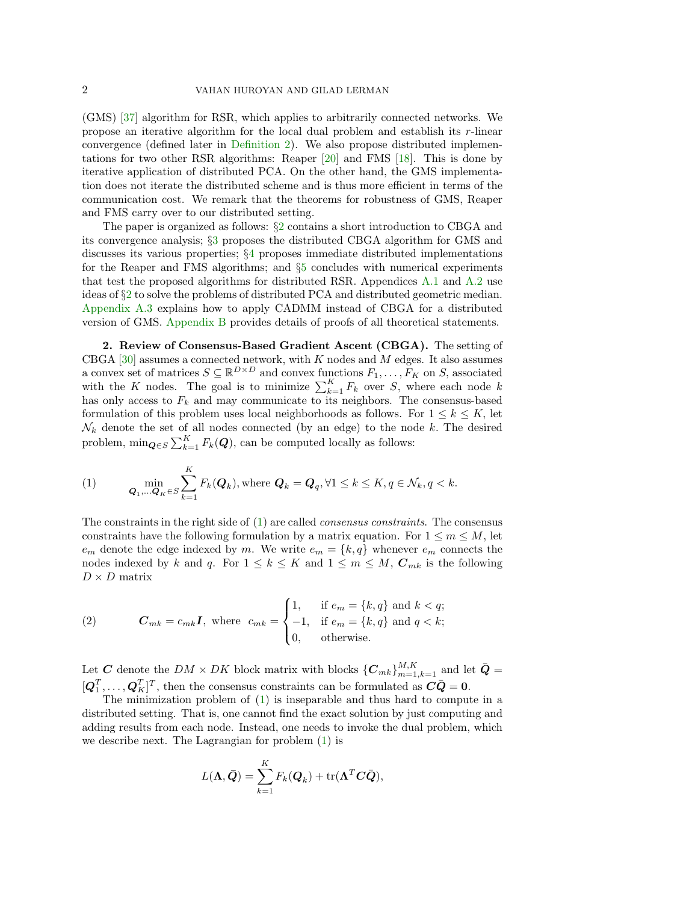(GMS) [37] algorithm for RSR, which applies to arbitrarily connected networks. We propose an iterative algorithm for the local dual problem and establish its $r$-linear convergence (defined later in Definition 2). We also propose distributed implementations for two other RSR algorithms: Reaper [20] and FMS [18]. This is done by iterative application of distributed PCA. On the other hand, the GMS implementation does not iterate the distributed scheme and is thus more efficient in terms of the communication cost. We remark that the theorems for robustness of GMS, Reaper and FMS carry over to our distributed setting.

The paper is organized as follows: §2 contains a short introduction to CBGA and its convergence analysis; §3 proposes the distributed CBGA algorithm for GMS and discusses its various properties; §4 proposes immediate distributed implementations for the Reaper and FMS algorithms; and §5 concludes with numerical experiments that test the proposed algorithms for distributed RSR. Appendices A.1 and A.2 use ideas of §2 to solve the problems of distributed PCA and distributed geometric median. Appendix A.3 explains how to apply CADMM instead of CBGA for a distributed version of GMS. Appendix B provides details of proofs of all theoretical statements.

## 2. Review of Consensus-Based Gradient Ascent (CBGA).

The setting of CBGA [30] assumes a connected network, with $K$ nodes and $M$ edges. It also assumes a convex set of matrices $S \subseteq \mathbb{R}^{D\times D}$ and convex functions $F_1, \ldots, F_K$ on $S$, associated with the $K$ nodes. The goal is to minimize $\sum_{k=1}^{K} F_k$ over $S$, where each node $k$ has only access to $F_k$ and may communicate to its neighbors. The consensus-based formulation of this problem uses local neighborhoods as follows. For $1 \leq k \leq K$, let $\mathcal{N}_k$ denote the set of all nodes connected (by an edge) to the node $k$. The desired problem, $\min_{\boldsymbol{Q}\in S} \sum_{k=1}^{K} F_k(\boldsymbol{Q})$, can be computed locally as follows:

$$\min_{\boldsymbol{Q}_1,\ldots \boldsymbol{Q}_K \in S} \sum_{k=1}^{K} F_k(\boldsymbol{Q}_k), \text{ where } \boldsymbol{Q}_k = \boldsymbol{Q}_q, \forall 1 \leq k \leq K, q \in \mathcal{N}_k, q < k. \tag{1}$$

The constraints in the right side of (1) are called *consensus constraints*. The consensus constraints have the following formulation by a matrix equation. For $1 \leq m \leq M$, let $e_m$ denote the edge indexed by $m$. We write $e_m = \{k, q\}$ whenever $e_m$ connects the nodes indexed by $k$ and $q$. For $1 \leq k \leq K$ and $1 \leq m \leq M$, $\boldsymbol{C}_{mk}$ is the following $D \times D$ matrix

$$\boldsymbol{C}_{mk} = c_{mk}\boldsymbol{I}, \text{ where } \; c_{mk} = \begin{cases} 1, & \text{if } e_m = \{k, q\} \text{ and } k < q; \\ -1, & \text{if } e_m = \{k, q\} \text{ and } q < k; \\ 0, & \text{otherwise.} \end{cases} \tag{2}$$

Let $\boldsymbol{C}$ denote the $DM \times DK$ block matrix with blocks $\{\boldsymbol{C}_{mk}\}_{m=1,k=1}^{M,K}$ and let $\bar{\boldsymbol{Q}} = [\boldsymbol{Q}_1^T, \ldots, \boldsymbol{Q}_K^T]^T$, then the consensus constraints can be formulated as $\boldsymbol{C}\bar{\boldsymbol{Q}} = \boldsymbol{0}$.

The minimization problem of (1) is inseparable and thus hard to compute in a distributed setting. That is, one cannot find the exact solution by just computing and adding results from each node. Instead, one needs to invoke the dual problem, which we describe next. The Lagrangian for problem (1) is

$$L(\boldsymbol{\Lambda}, \bar{\boldsymbol{Q}}) = \sum_{k=1}^{K} F_k(\boldsymbol{Q}_k) + \operatorname{tr}(\boldsymbol{\Lambda}^T \boldsymbol{C}\bar{\boldsymbol{Q}}),$$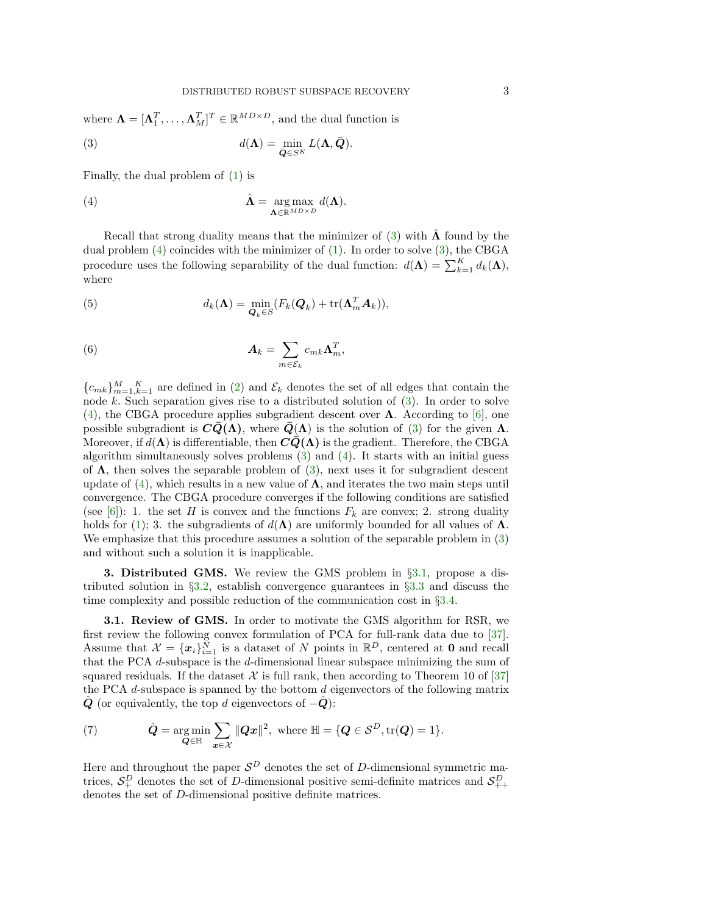where $\boldsymbol{\Lambda} = [\boldsymbol{\Lambda}_1^T, \ldots, \boldsymbol{\Lambda}_M^T]^T \in \mathbb{R}^{MD \times D}$, and the dual function is

$$d(\boldsymbol{\Lambda}) = \min_{\bar{\boldsymbol{Q}} \in S^K} L(\boldsymbol{\Lambda}, \bar{\boldsymbol{Q}}). \tag{3}$$

Finally, the dual problem of (1) is

$$\hat{\boldsymbol{\Lambda}} = \operatorname*{arg\,max}_{\boldsymbol{\Lambda} \in \mathbb{R}^{MD \times D}} d(\boldsymbol{\Lambda}). \tag{4}$$

Recall that strong duality means that the minimizer of (3) with $\hat{\boldsymbol{\Lambda}}$ found by the dual problem (4) coincides with the minimizer of (1). In order to solve (3), the CBGA procedure uses the following separability of the dual function: $d(\boldsymbol{\Lambda}) = \sum_{k=1}^{K} d_k(\boldsymbol{\Lambda})$, where

$$d_k(\boldsymbol{\Lambda}) = \min_{\boldsymbol{Q}_k \in S} (F_k(\boldsymbol{Q}_k) + \operatorname{tr}(\boldsymbol{\Lambda}_m^T \boldsymbol{A}_k)), \tag{5}$$

$$\boldsymbol{A}_k = \sum_{m \in \mathcal{E}_k} c_{mk} \boldsymbol{\Lambda}_m^T, \tag{6}$$

$\{c_{mk}\}_{m=1,k=1}^{M\ \ K}$ are defined in (2) and $\mathcal{E}_k$ denotes the set of all edges that contain the node $k$. Such separation gives rise to a distributed solution of (3). In order to solve (4), the CBGA procedure applies subgradient descent over $\boldsymbol{\Lambda}$. According to [6], one possible subgradient is $\boldsymbol{C}\bar{\boldsymbol{Q}}(\boldsymbol{\Lambda})$, where $\bar{\boldsymbol{Q}}(\boldsymbol{\Lambda})$ is the solution of (3) for the given $\boldsymbol{\Lambda}$. Moreover, if $d(\boldsymbol{\Lambda})$ is differentiable, then $\boldsymbol{C}\bar{\boldsymbol{Q}}(\boldsymbol{\Lambda})$ is the gradient. Therefore, the CBGA algorithm simultaneously solves problems (3) and (4). It starts with an initial guess of $\boldsymbol{\Lambda}$, then solves the separable problem of (3), next uses it for subgradient descent update of (4), which results in a new value of $\boldsymbol{\Lambda}$, and iterates the two main steps until convergence. The CBGA procedure converges if the following conditions are satisfied (see [6]): 1. the set $H$ is convex and the functions $F_k$ are convex; 2. strong duality holds for (1); 3. the subgradients of $d(\boldsymbol{\Lambda})$ are uniformly bounded for all values of $\boldsymbol{\Lambda}$. We emphasize that this procedure assumes a solution of the separable problem in (3) and without such a solution it is inapplicable.

## 3. Distributed GMS.

We review the GMS problem in §3.1, propose a distributed solution in §3.2, establish convergence guarantees in §3.3 and discuss the time complexity and possible reduction of the communication cost in §3.4.

### 3.1. Review of GMS.

In order to motivate the GMS algorithm for RSR, we first review the following convex formulation of PCA for full-rank data due to [37]. Assume that $\mathcal{X} = \{\boldsymbol{x}_i\}_{i=1}^N$ is a dataset of $N$ points in $\mathbb{R}^D$, centered at $\boldsymbol{0}$ and recall that the PCA $d$-subspace is the $d$-dimensional linear subspace minimizing the sum of squared residuals. If the dataset $\mathcal{X}$ is full rank, then according to Theorem 10 of [37] the PCA $d$-subspace is spanned by the bottom $d$ eigenvectors of the following matrix $\hat{\boldsymbol{Q}}$ (or equivalently, the top $d$ eigenvectors of $-\hat{\boldsymbol{Q}}$):

$$\hat{\boldsymbol{Q}} = \operatorname*{arg\,min}_{\boldsymbol{Q} \in \mathbb{H}} \sum_{\boldsymbol{x} \in \mathcal{X}} \|\boldsymbol{Q}\boldsymbol{x}\|^2, \text{ where } \mathbb{H} = \{\boldsymbol{Q} \in \mathcal{S}^D, \operatorname{tr}(\boldsymbol{Q}) = 1\}. \tag{7}$$

Here and throughout the paper $\mathcal{S}^D$ denotes the set of $D$-dimensional symmetric matrices, $\mathcal{S}_+^D$ denotes the set of $D$-dimensional positive semi-definite matrices and $\mathcal{S}_{++}^D$ denotes the set of $D$-dimensional positive definite matrices.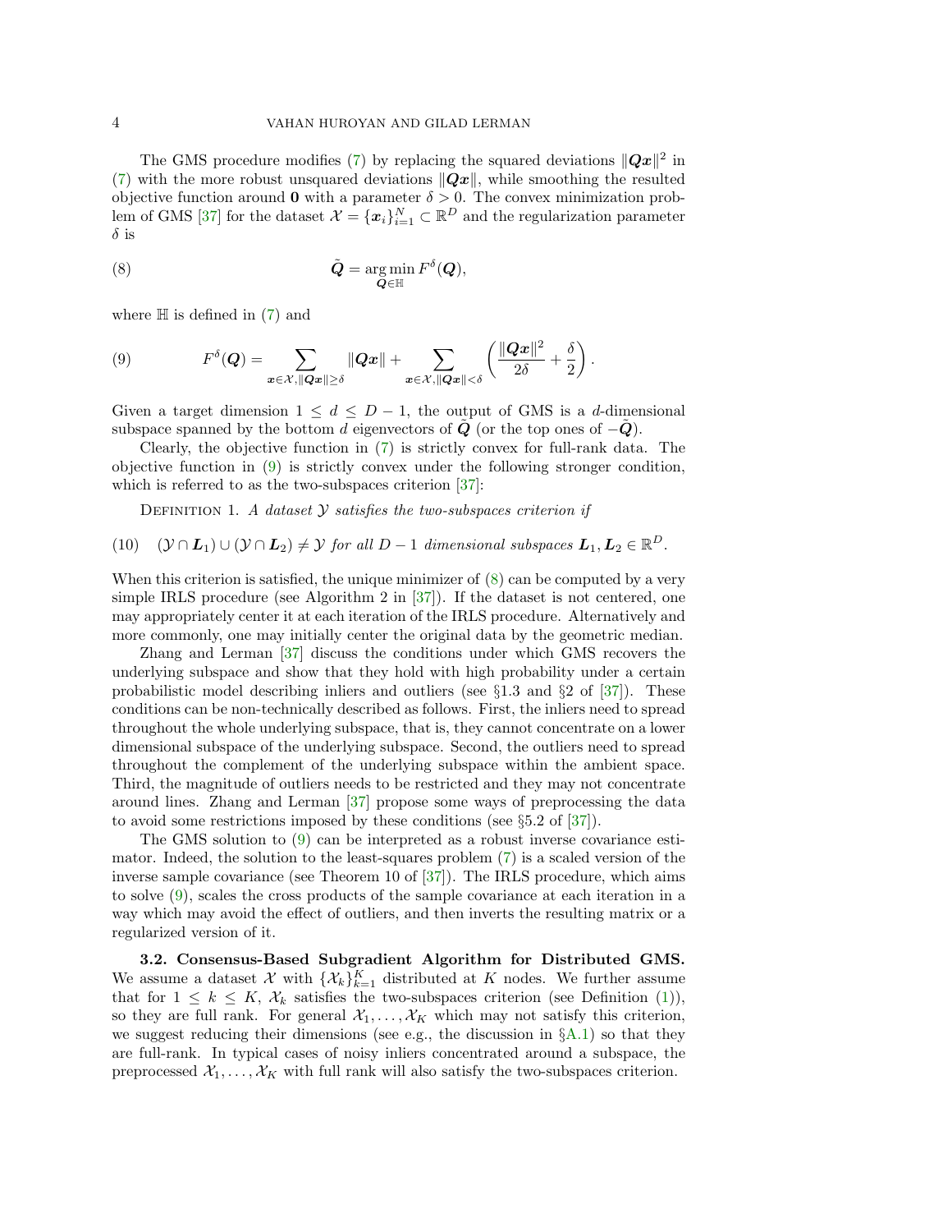The GMS procedure modifies (7) by replacing the squared deviations $\|\boldsymbol{Q}\boldsymbol{x}\|^2$ in (7) with the more robust unsquared deviations $\|\boldsymbol{Q}\boldsymbol{x}\|$, while smoothing the resulted objective function around $\mathbf{0}$ with a parameter $\delta > 0$. The convex minimization problem of GMS [37] for the dataset $\mathcal{X} = \{\boldsymbol{x}_i\}_{i=1}^N \subset \mathbb{R}^D$ and the regularization parameter $\delta$ is

$$\tilde{\boldsymbol{Q}} = \operatorname*{arg\,min}_{\boldsymbol{Q} \in \mathbb{H}} F^{\delta}(\boldsymbol{Q}), \tag{8}$$

where $\mathbb{H}$ is defined in (7) and

$$F^{\delta}(\boldsymbol{Q}) = \sum_{\boldsymbol{x} \in \mathcal{X}, \|\boldsymbol{Q}\boldsymbol{x}\| \geq \delta} \|\boldsymbol{Q}\boldsymbol{x}\| + \sum_{\boldsymbol{x} \in \mathcal{X}, \|\boldsymbol{Q}\boldsymbol{x}\| < \delta} \left( \frac{\|\boldsymbol{Q}\boldsymbol{x}\|^2}{2\delta} + \frac{\delta}{2} \right). \tag{9}$$

Given a target dimension $1 \leq d \leq D-1$, the output of GMS is a $d$-dimensional subspace spanned by the bottom $d$ eigenvectors of $\tilde{\boldsymbol{Q}}$ (or the top ones of $-\tilde{\boldsymbol{Q}}$).

Clearly, the objective function in (7) is strictly convex for full-rank data. The objective function in (9) is strictly convex under the following stronger condition, which is referred to as the two-subspaces criterion [37]:

Definition 1. *A dataset $\mathcal{Y}$ satisfies the two-subspaces criterion if*

$$(\mathcal{Y} \cap \boldsymbol{L}_1) \cup (\mathcal{Y} \cap \boldsymbol{L}_2) \neq \mathcal{Y} \text{ for all } D-1 \text{ dimensional subspaces } \boldsymbol{L}_1, \boldsymbol{L}_2 \in \mathbb{R}^D. \tag{10}$$

When this criterion is satisfied, the unique minimizer of (8) can be computed by a very simple IRLS procedure (see Algorithm 2 in [37]). If the dataset is not centered, one may appropriately center it at each iteration of the IRLS procedure. Alternatively and more commonly, one may initially center the original data by the geometric median.

Zhang and Lerman [37] discuss the conditions under which GMS recovers the underlying subspace and show that they hold with high probability under a certain probabilistic model describing inliers and outliers (see §1.3 and §2 of [37]). These conditions can be non-technically described as follows. First, the inliers need to spread throughout the whole underlying subspace, that is, they cannot concentrate on a lower dimensional subspace of the underlying subspace. Second, the outliers need to spread throughout the complement of the underlying subspace within the ambient space. Third, the magnitude of outliers needs to be restricted and they may not concentrate around lines. Zhang and Lerman [37] propose some ways of preprocessing the data to avoid some restrictions imposed by these conditions (see §5.2 of [37]).

The GMS solution to (9) can be interpreted as a robust inverse covariance estimator. Indeed, the solution to the least-squares problem (7) is a scaled version of the inverse sample covariance (see Theorem 10 of [37]). The IRLS procedure, which aims to solve (9), scales the cross products of the sample covariance at each iteration in a way which may avoid the effect of outliers, and then inverts the resulting matrix or a regularized version of it.

**3.2. Consensus-Based Subgradient Algorithm for Distributed GMS.** We assume a dataset $\mathcal{X}$ with $\{\mathcal{X}_k\}_{k=1}^K$ distributed at $K$ nodes. We further assume that for $1 \leq k \leq K$, $\mathcal{X}_k$ satisfies the two-subspaces criterion (see Definition (1)), so they are full rank. For general $\mathcal{X}_1, \ldots, \mathcal{X}_K$ which may not satisfy this criterion, we suggest reducing their dimensions (see e.g., the discussion in §A.1) so that they are full-rank. In typical cases of noisy inliers concentrated around a subspace, the preprocessed $\mathcal{X}_1, \ldots, \mathcal{X}_K$ with full rank will also satisfy the two-subspaces criterion.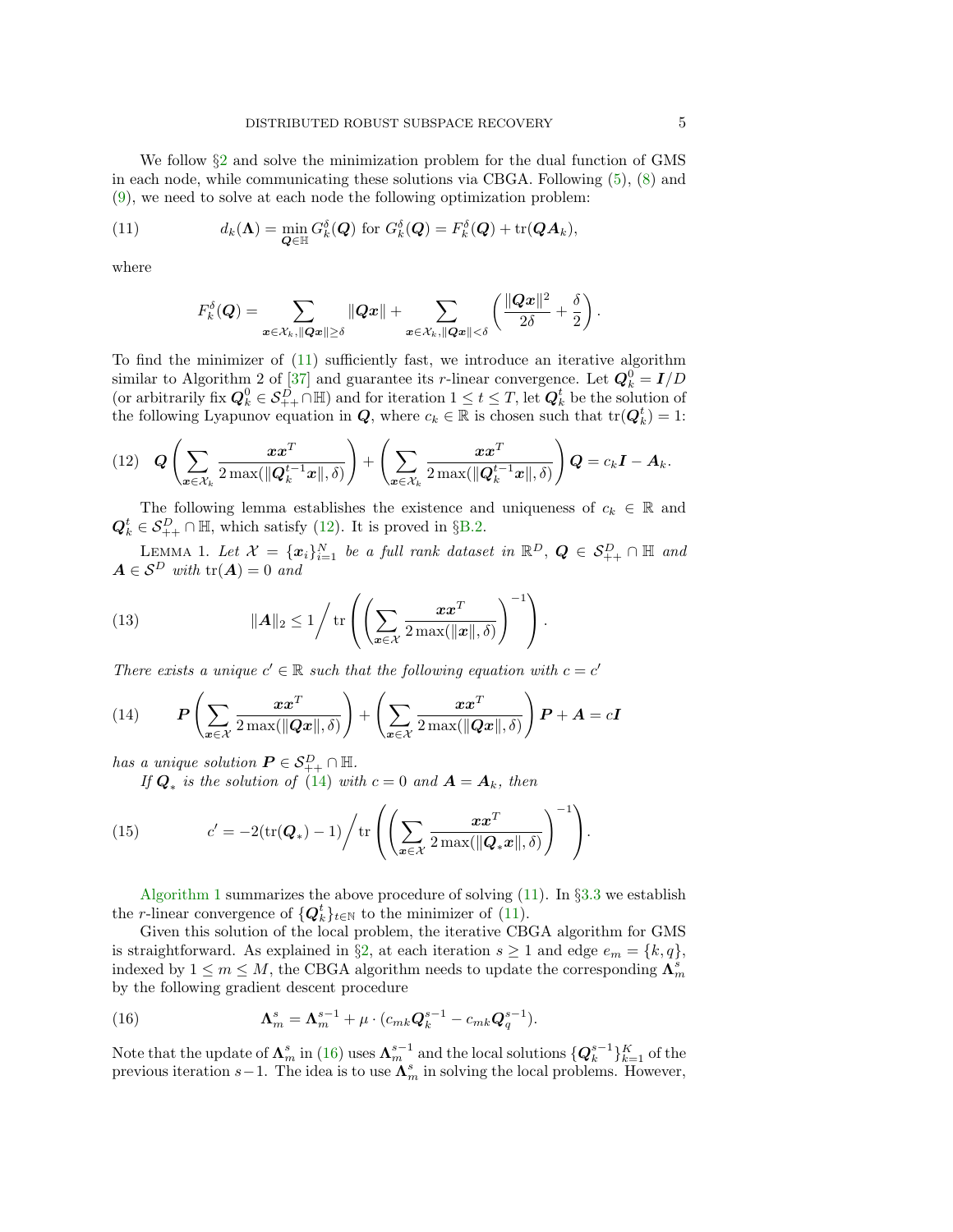We follow §2 and solve the minimization problem for the dual function of GMS in each node, while communicating these solutions via CBGA. Following (5), (8) and (9), we need to solve at each node the following optimization problem:

$$d_k(\mathbf{\Lambda}) = \min_{\mathbf{Q}\in\mathbb{H}} G_k^\delta(\mathbf{Q}) \text{ for } G_k^\delta(\mathbf{Q}) = F_k^\delta(\mathbf{Q}) + \operatorname{tr}(\mathbf{Q}\mathbf{A}_k), \tag{11}$$

where

$$F_k^\delta(\mathbf{Q}) = \sum_{\mathbf{x}\in\mathcal{X}_k, \|\mathbf{Q}\mathbf{x}\|\geq\delta} \|\mathbf{Q}\mathbf{x}\| + \sum_{\mathbf{x}\in\mathcal{X}_k, \|\mathbf{Q}\mathbf{x}\|<\delta} \left(\frac{\|\mathbf{Q}\mathbf{x}\|^2}{2\delta} + \frac{\delta}{2}\right).$$

To find the minimizer of (11) sufficiently fast, we introduce an iterative algorithm similar to Algorithm 2 of [37] and guarantee its $r$-linear convergence. Let $\mathbf{Q}_k^0 = \mathbf{I}/D$ (or arbitrarily fix $\mathbf{Q}_k^0 \in \mathcal{S}_{++}^D \cap \mathbb{H}$) and for iteration $1 \leq t \leq T$, let $\mathbf{Q}_k^t$ be the solution of the following Lyapunov equation in $\mathbf{Q}$, where $c_k \in \mathbb{R}$ is chosen such that $\operatorname{tr}(\mathbf{Q}_k^t) = 1$:

$$\mathbf{Q}\left(\sum_{\mathbf{x}\in\mathcal{X}_k} \frac{\mathbf{x}\mathbf{x}^T}{2\max(\|\mathbf{Q}_k^{t-1}\mathbf{x}\|, \delta)}\right) + \left(\sum_{\mathbf{x}\in\mathcal{X}_k} \frac{\mathbf{x}\mathbf{x}^T}{2\max(\|\mathbf{Q}_k^{t-1}\mathbf{x}\|, \delta)}\right)\mathbf{Q} = c_k\mathbf{I} - \mathbf{A}_k. \tag{12}$$

The following lemma establishes the existence and uniqueness of $c_k \in \mathbb{R}$ and $\mathbf{Q}_k^t \in \mathcal{S}_{++}^D \cap \mathbb{H}$, which satisfy (12). It is proved in §B.2.

Lemma 1. *Let $\mathcal{X} = \{\mathbf{x}_i\}_{i=1}^N$ be a full rank dataset in $\mathbb{R}^D$, $\mathbf{Q} \in \mathcal{S}_{++}^D \cap \mathbb{H}$ and $\mathbf{A} \in \mathcal{S}^D$ with $\operatorname{tr}(\mathbf{A}) = 0$ and*

$$\|\mathbf{A}\|_2 \leq 1 \Bigg/ \operatorname{tr}\left(\left(\sum_{\mathbf{x}\in\mathcal{X}} \frac{\mathbf{x}\mathbf{x}^T}{2\max(\|\mathbf{x}\|, \delta)}\right)^{-1}\right). \tag{13}$$

*There exists a unique $c' \in \mathbb{R}$ such that the following equation with $c = c'$*

$$\mathbf{P}\left(\sum_{\mathbf{x}\in\mathcal{X}} \frac{\mathbf{x}\mathbf{x}^T}{2\max(\|\mathbf{Q}\mathbf{x}\|, \delta)}\right) + \left(\sum_{\mathbf{x}\in\mathcal{X}} \frac{\mathbf{x}\mathbf{x}^T}{2\max(\|\mathbf{Q}\mathbf{x}\|, \delta)}\right)\mathbf{P} + \mathbf{A} = c\mathbf{I} \tag{14}$$

*has a unique solution $\mathbf{P} \in \mathcal{S}_{++}^D \cap \mathbb{H}$.*

*If $\mathbf{Q}_*$ is the solution of (14) with $c = 0$ and $\mathbf{A} = \mathbf{A}_k$, then*

$$c' = -2(\operatorname{tr}(\mathbf{Q}_*) - 1) \Bigg/ \operatorname{tr}\left(\left(\sum_{\mathbf{x}\in\mathcal{X}} \frac{\mathbf{x}\mathbf{x}^T}{2\max(\|\mathbf{Q}_*\mathbf{x}\|, \delta)}\right)^{-1}\right). \tag{15}$$

Algorithm 1 summarizes the above procedure of solving (11). In §3.3 we establish the $r$-linear convergence of $\{\mathbf{Q}_k^t\}_{t\in\mathbb{N}}$ to the minimizer of (11).

Given this solution of the local problem, the iterative CBGA algorithm for GMS is straightforward. As explained in §2, at each iteration $s \geq 1$ and edge $e_m = \{k, q\}$, indexed by $1 \leq m \leq M$, the CBGA algorithm needs to update the corresponding $\mathbf{\Lambda}_m^s$ by the following gradient descent procedure

$$\mathbf{\Lambda}_m^s = \mathbf{\Lambda}_m^{s-1} + \mu \cdot (c_{mk}\mathbf{Q}_k^{s-1} - c_{mk}\mathbf{Q}_q^{s-1}). \tag{16}$$

Note that the update of $\mathbf{\Lambda}_m^s$ in (16) uses $\mathbf{\Lambda}_m^{s-1}$ and the local solutions $\{\mathbf{Q}_k^{s-1}\}_{k=1}^K$ of the previous iteration $s-1$. The idea is to use $\mathbf{\Lambda}_m^s$ in solving the local problems. However,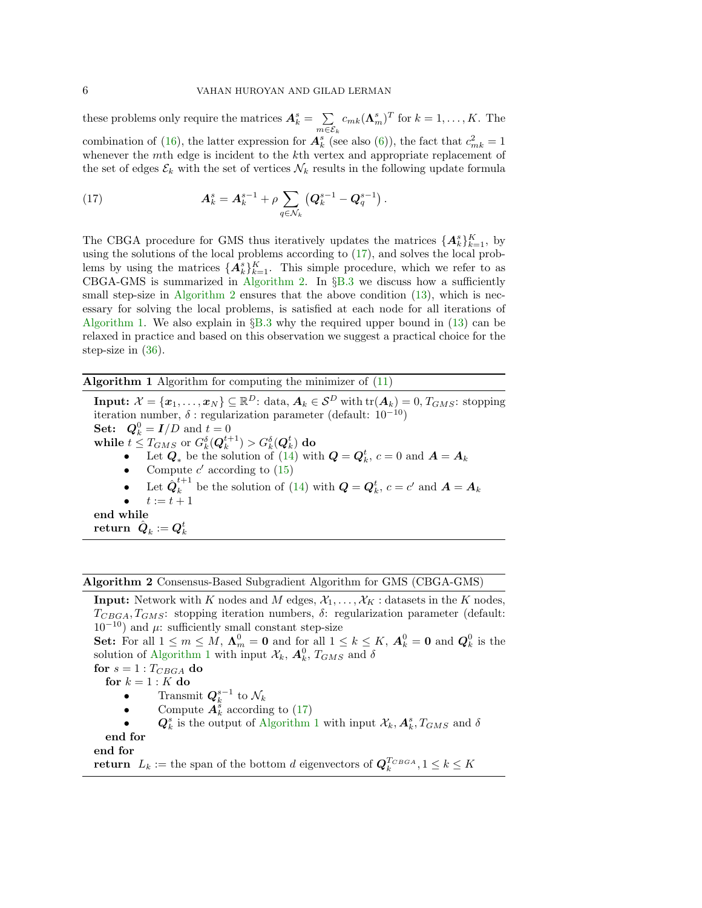these problems only require the matrices $\boldsymbol{A}_k^s = \sum_{m \in \mathcal{E}_k} c_{mk} (\boldsymbol{\Lambda}_m^s)^T$ for $k = 1, \ldots, K$. The combination of (16), the latter expression for $\boldsymbol{A}_k^s$ (see also (6)), the fact that $c_{mk}^2 = 1$ whenever the $m$th edge is incident to the $k$th vertex and appropriate replacement of the set of edges $\mathcal{E}_k$ with the set of vertices $\mathcal{N}_k$ results in the following update formula

$$\boldsymbol{A}_k^s = \boldsymbol{A}_k^{s-1} + \rho \sum_{q \in \mathcal{N}_k} \left( \boldsymbol{Q}_k^{s-1} - \boldsymbol{Q}_q^{s-1} \right). \tag{17}$$

The CBGA procedure for GMS thus iteratively updates the matrices $\{\boldsymbol{A}_k^s\}_{k=1}^K$, by using the solutions of the local problems according to (17), and solves the local problems by using the matrices $\{\boldsymbol{A}_k^s\}_{k=1}^K$. This simple procedure, which we refer to as CBGA-GMS is summarized in Algorithm 2. In §B.3 we discuss how a sufficiently small step-size in Algorithm 2 ensures that the above condition (13), which is necessary for solving the local problems, is satisfied at each node for all iterations of Algorithm 1. We also explain in §B.3 why the required upper bound in (13) can be relaxed in practice and based on this observation we suggest a practical choice for the step-size in (36).

---

**Algorithm 1** Algorithm for computing the minimizer of (11)

---

**Input:** $\mathcal{X} = \{\boldsymbol{x}_1, \ldots, \boldsymbol{x}_N\} \subseteq \mathbb{R}^D$: data, $\boldsymbol{A}_k \in \mathcal{S}^D$ with $\operatorname{tr}(\boldsymbol{A}_k) = 0$, $T_{GMS}$: stopping iteration number, $\delta$ : regularization parameter (default: $10^{-10}$)

**Set:** $\boldsymbol{Q}_k^0 = \boldsymbol{I}/D$ and $t = 0$

**while** $t \leq T_{GMS}$ or $G_k^\delta(\boldsymbol{Q}_k^{t+1}) > G_k^\delta(\boldsymbol{Q}_k^t)$ **do**

- Let $\boldsymbol{Q}_*$ be the solution of (14) with $\boldsymbol{Q} = \boldsymbol{Q}_k^t$, $c = 0$ and $\boldsymbol{A} = \boldsymbol{A}_k$
- Compute $c'$ according to (15)
- Let $\hat{\boldsymbol{Q}}_k^{t+1}$ be the solution of (14) with $\boldsymbol{Q} = \boldsymbol{Q}_k^t$, $c = c'$ and $\boldsymbol{A} = \boldsymbol{A}_k$
- $t := t + 1$

**end while**

**return** $\hat{\boldsymbol{Q}}_k := \boldsymbol{Q}_k^t$

---

**Algorithm 2** Consensus-Based Subgradient Algorithm for GMS (CBGA-GMS)

---

**Input:** Network with $K$ nodes and $M$ edges, $\mathcal{X}_1, \ldots, \mathcal{X}_K$ : datasets in the $K$ nodes, $T_{CBGA}, T_{GMS}$: stopping iteration numbers, $\delta$: regularization parameter (default: $10^{-10}$) and $\mu$: sufficiently small constant step-size

**Set:** For all $1 \leq m \leq M$, $\boldsymbol{\Lambda}_m^0 = \boldsymbol{0}$ and for all $1 \leq k \leq K$, $\boldsymbol{A}_k^0 = \boldsymbol{0}$ and $\boldsymbol{Q}_k^0$ is the solution of Algorithm 1 with input $\mathcal{X}_k$, $\boldsymbol{A}_k^0$, $T_{GMS}$ and $\delta$

**for** $s = 1 : T_{CBGA}$ **do**

  **for** $k = 1 : K$ **do**

- Transmit $\boldsymbol{Q}_k^{s-1}$ to $\mathcal{N}_k$
- Compute $\boldsymbol{A}_k^s$ according to (17)
- $\boldsymbol{Q}_k^s$ is the output of Algorithm 1 with input $\mathcal{X}_k, \boldsymbol{A}_k^s, T_{GMS}$ and $\delta$

  **end for**

**end for**

**return** $L_k :=$ the span of the bottom $d$ eigenvectors of $\boldsymbol{Q}_k^{T_{CBGA}}, 1 \leq k \leq K$

---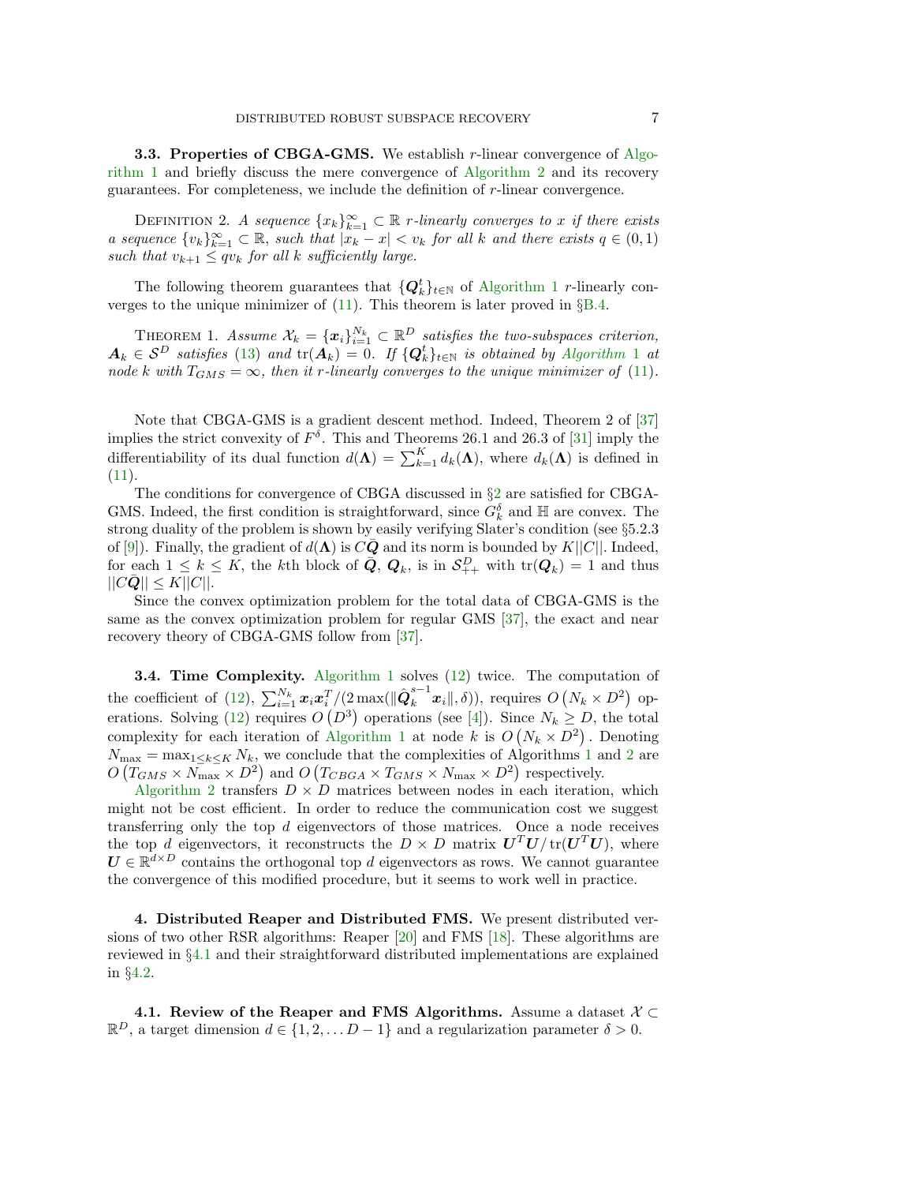**3.3. Properties of CBGA-GMS.** We establish $r$-linear convergence of Algorithm 1 and briefly discuss the mere convergence of Algorithm 2 and its recovery guarantees. For completeness, we include the definition of $r$-linear convergence.

DEFINITION 2. *A sequence $\{x_k\}_{k=1}^{\infty} \subset \mathbb{R}$ $r$-linearly converges to $x$ if there exists a sequence $\{v_k\}_{k=1}^{\infty} \subset \mathbb{R}$, such that $|x_k - x| < v_k$ for all $k$ and there exists $q \in (0, 1)$ such that $v_{k+1} \leq q v_k$ for all $k$ sufficiently large.*

The following theorem guarantees that $\{\boldsymbol{Q}_k^t\}_{t\in\mathbb{N}}$ of Algorithm 1 $r$-linearly converges to the unique minimizer of (11). This theorem is later proved in §B.4.

THEOREM 1. *Assume $\mathcal{X}_k = \{\boldsymbol{x}_i\}_{i=1}^{N_k} \subset \mathbb{R}^D$ satisfies the two-subspaces criterion, $\boldsymbol{A}_k \in \mathcal{S}^D$ satisfies (13) and $\operatorname{tr}(\boldsymbol{A}_k) = 0$. If $\{\boldsymbol{Q}_k^t\}_{t\in\mathbb{N}}$ is obtained by Algorithm 1 at node $k$ with $T_{GMS} = \infty$, then it $r$-linearly converges to the unique minimizer of (11).*

Note that CBGA-GMS is a gradient descent method. Indeed, Theorem 2 of [37] implies the strict convexity of $F^\delta$. This and Theorems 26.1 and 26.3 of [31] imply the differentiability of its dual function $d(\boldsymbol{\Lambda}) = \sum_{k=1}^{K} d_k(\boldsymbol{\Lambda})$, where $d_k(\boldsymbol{\Lambda})$ is defined in (11).

The conditions for convergence of CBGA discussed in §2 are satisfied for CBGA-GMS. Indeed, the first condition is straightforward, since $G_k^\delta$ and $\mathbb{H}$ are convex. The strong duality of the problem is shown by easily verifying Slater's condition (see §5.2.3 of [9]). Finally, the gradient of $d(\boldsymbol{\Lambda})$ is $C\bar{\boldsymbol{Q}}$ and its norm is bounded by $K||C||$. Indeed, for each $1 \leq k \leq K$, the $k$th block of $\bar{\boldsymbol{Q}}$, $\boldsymbol{Q}_k$, is in $\mathcal{S}_{++}^D$ with $\operatorname{tr}(\boldsymbol{Q}_k) = 1$ and thus $||C\bar{\boldsymbol{Q}}|| \leq K||C||$.

Since the convex optimization problem for the total data of CBGA-GMS is the same as the convex optimization problem for regular GMS [37], the exact and near recovery theory of CBGA-GMS follow from [37].

**3.4. Time Complexity.** Algorithm 1 solves (12) twice. The computation of the coefficient of (12), $\sum_{i=1}^{N_k} \boldsymbol{x}_i \boldsymbol{x}_i^T / (2 \max(\|\hat{\boldsymbol{Q}}_k^{s-1} \boldsymbol{x}_i\|, \delta))$, requires $O\left(N_k \times D^2\right)$ operations. Solving (12) requires $O\left(D^3\right)$ operations (see [4]). Since $N_k \geq D$, the total complexity for each iteration of Algorithm 1 at node $k$ is $O\left(N_k \times D^2\right)$. Denoting $N_{\max} = \max_{1\leq k\leq K} N_k$, we conclude that the complexities of Algorithms 1 and 2 are $O\left(T_{GMS} \times N_{\max} \times D^2\right)$ and $O\left(T_{CBGA} \times T_{GMS} \times N_{\max} \times D^2\right)$ respectively.

Algorithm 2 transfers $D \times D$ matrices between nodes in each iteration, which might not be cost efficient. In order to reduce the communication cost we suggest transferring only the top $d$ eigenvectors of those matrices. Once a node receives the top $d$ eigenvectors, it reconstructs the $D \times D$ matrix $\boldsymbol{U}^T\boldsymbol{U}/\operatorname{tr}(\boldsymbol{U}^T\boldsymbol{U})$, where $\boldsymbol{U} \in \mathbb{R}^{d\times D}$ contains the orthogonal top $d$ eigenvectors as rows. We cannot guarantee the convergence of this modified procedure, but it seems to work well in practice.

## 4. Distributed Reaper and Distributed FMS.

We present distributed versions of two other RSR algorithms: Reaper [20] and FMS [18]. These algorithms are reviewed in §4.1 and their straightforward distributed implementations are explained in §4.2.

### 4.1. Review of the Reaper and FMS Algorithms.

Assume a dataset $\mathcal{X} \subset \mathbb{R}^D$, a target dimension $d \in \{1, 2, \dots D-1\}$ and a regularization parameter $\delta > 0$.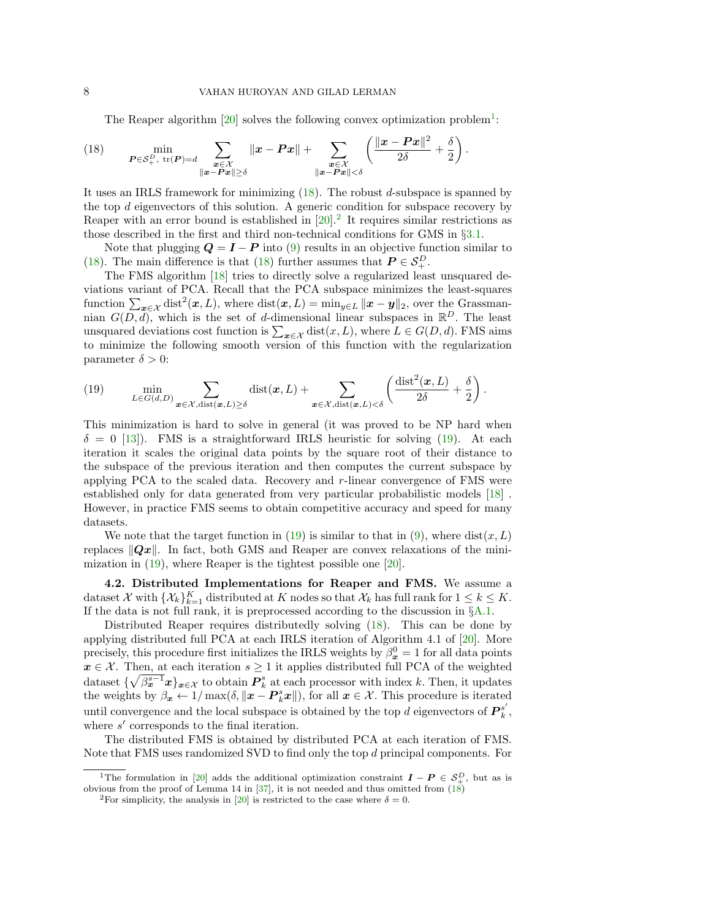The Reaper algorithm [20] solves the following convex optimization problem[1]:

$$\min_{\boldsymbol{P}\in\mathcal{S}_+^D,\ \operatorname{tr}(\boldsymbol{P})=d} \sum_{\substack{\boldsymbol{x}\in\mathcal{X}\\ \|\boldsymbol{x}-\boldsymbol{P}\boldsymbol{x}\|\geq\delta}} \|\boldsymbol{x}-\boldsymbol{P}\boldsymbol{x}\| + \sum_{\substack{\boldsymbol{x}\in\mathcal{X}\\ \|\boldsymbol{x}-\boldsymbol{P}\boldsymbol{x}\|<\delta}} \left(\frac{\|\boldsymbol{x}-\boldsymbol{P}\boldsymbol{x}\|^2}{2\delta}+\frac{\delta}{2}\right). \tag{18}$$

It uses an IRLS framework for minimizing (18). The robust $d$-subspace is spanned by the top $d$ eigenvectors of this solution. A generic condition for subspace recovery by Reaper with an error bound is established in [20].[2] It requires similar restrictions as those described in the first and third non-technical conditions for GMS in §3.1.

Note that plugging $\boldsymbol{Q}=\boldsymbol{I}-\boldsymbol{P}$ into (9) results in an objective function similar to (18). The main difference is that (18) further assumes that $\boldsymbol{P}\in\mathcal{S}_+^D$.

The FMS algorithm [18] tries to directly solve a regularized least unsquared deviations variant of PCA. Recall that the PCA subspace minimizes the least-squares function $\sum_{\boldsymbol{x}\in\mathcal{X}}\operatorname{dist}^2(\boldsymbol{x},L)$, where $\operatorname{dist}(\boldsymbol{x},L)=\min_{y\in L}\|\boldsymbol{x}-\boldsymbol{y}\|_2$, over the Grassmannian $G(D,d)$, which is the set of $d$-dimensional linear subspaces in $\mathbb{R}^D$. The least unsquared deviations cost function is $\sum_{\boldsymbol{x}\in\mathcal{X}}\operatorname{dist}(x,L)$, where $L\in G(D,d)$. FMS aims to minimize the following smooth version of this function with the regularization parameter $\delta>0$:

$$\min_{L\in G(d,D)} \sum_{\boldsymbol{x}\in\mathcal{X},\operatorname{dist}(\boldsymbol{x},L)\geq\delta} \operatorname{dist}(\boldsymbol{x},L) + \sum_{\boldsymbol{x}\in\mathcal{X},\operatorname{dist}(\boldsymbol{x},L)<\delta} \left(\frac{\operatorname{dist}^2(\boldsymbol{x},L)}{2\delta}+\frac{\delta}{2}\right). \tag{19}$$

This minimization is hard to solve in general (it was proved to be NP hard when $\delta=0$ [13]). FMS is a straightforward IRLS heuristic for solving (19). At each iteration it scales the original data points by the square root of their distance to the subspace of the previous iteration and then computes the current subspace by applying PCA to the scaled data. Recovery and $r$-linear convergence of FMS were established only for data generated from very particular probabilistic models [18] . However, in practice FMS seems to obtain competitive accuracy and speed for many datasets.

We note that the target function in (19) is similar to that in (9), where $\operatorname{dist}(x,L)$ replaces $\|\boldsymbol{Q}\boldsymbol{x}\|$. In fact, both GMS and Reaper are convex relaxations of the minimization in (19), where Reaper is the tightest possible one [20].

**4.2. Distributed Implementations for Reaper and FMS.** We assume a dataset $\mathcal{X}$ with $\{\mathcal{X}_k\}_{k=1}^K$ distributed at $K$ nodes so that $\mathcal{X}_k$ has full rank for $1\leq k\leq K$. If the data is not full rank, it is preprocessed according to the discussion in §A.1.

Distributed Reaper requires distributedly solving (18). This can be done by applying distributed full PCA at each IRLS iteration of Algorithm 4.1 of [20]. More precisely, this procedure first initializes the IRLS weights by $\beta_{\boldsymbol{x}}^0=1$ for all data points $\boldsymbol{x}\in\mathcal{X}$. Then, at each iteration $s\geq 1$ it applies distributed full PCA of the weighted dataset $\{\sqrt{\beta_{\boldsymbol{x}}^{s-1}}\boldsymbol{x}\}_{\boldsymbol{x}\in\mathcal{X}}$ to obtain $\boldsymbol{P}_k^s$ at each processor with index $k$. Then, it updates the weights by $\beta_{\boldsymbol{x}}\leftarrow 1/\max(\delta,\|\boldsymbol{x}-\boldsymbol{P}_k^s\boldsymbol{x}\|)$, for all $\boldsymbol{x}\in\mathcal{X}$. This procedure is iterated until convergence and the local subspace is obtained by the top $d$ eigenvectors of $\boldsymbol{P}_k^{s'}$, where $s'$ corresponds to the final iteration.

The distributed FMS is obtained by distributed PCA at each iteration of FMS. Note that FMS uses randomized SVD to find only the top $d$ principal components. For

[1] The formulation in [20] adds the additional optimization constraint $\boldsymbol{I}-\boldsymbol{P}\in\mathcal{S}_+^D$, but as is obvious from the proof of Lemma 14 in [37], it is not needed and thus omitted from (18)

[2] For simplicity, the analysis in [20] is restricted to the case where $\delta=0$.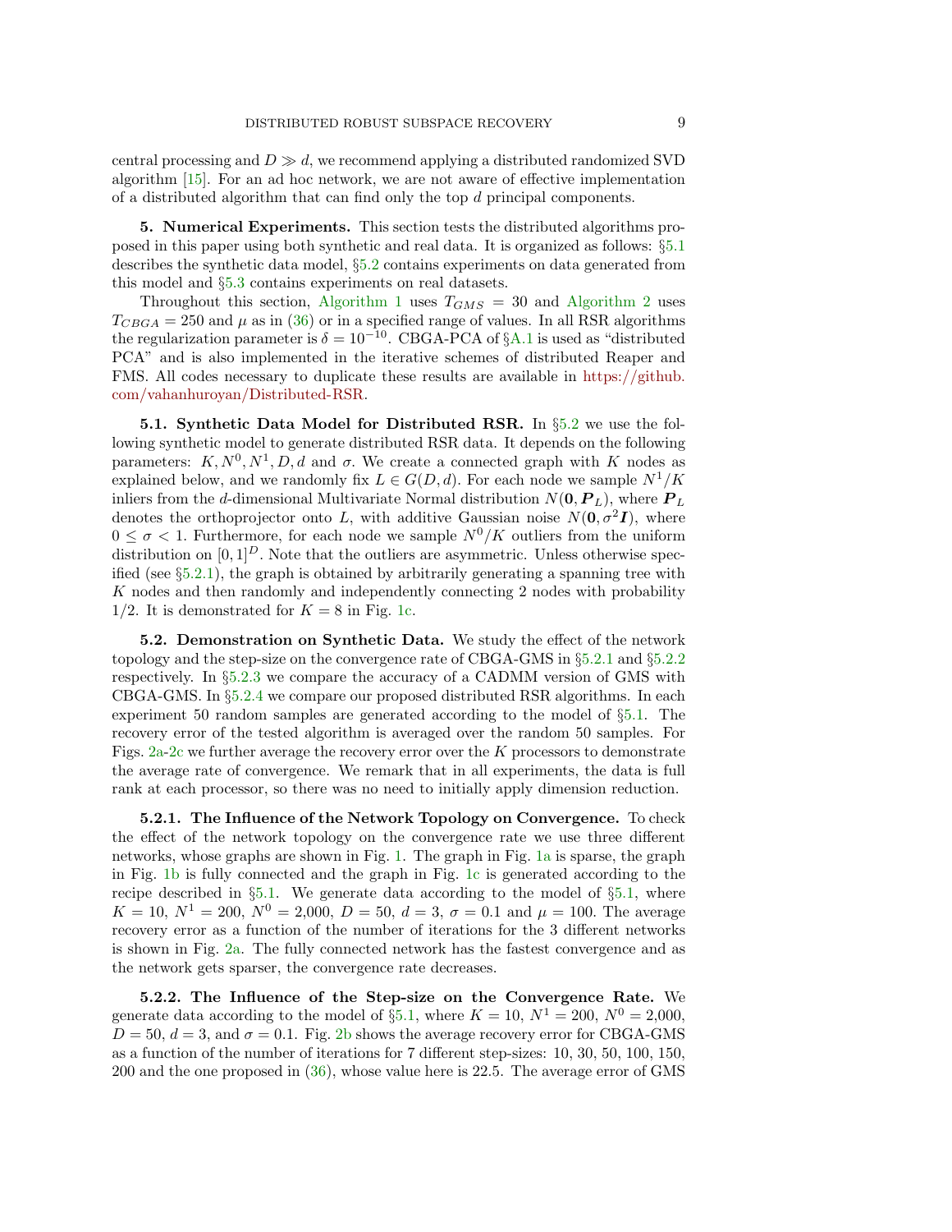central processing and $D \gg d$, we recommend applying a distributed randomized SVD algorithm [15]. For an ad hoc network, we are not aware of effective implementation of a distributed algorithm that can find only the top $d$ principal components.

## 5. Numerical Experiments.

This section tests the distributed algorithms proposed in this paper using both synthetic and real data. It is organized as follows: §5.1 describes the synthetic data model, §5.2 contains experiments on data generated from this model and §5.3 contains experiments on real datasets.

Throughout this section, Algorithm 1 uses $T_{GMS} = 30$ and Algorithm 2 uses $T_{CBGA} = 250$ and $\mu$ as in (36) or in a specified range of values. In all RSR algorithms the regularization parameter is $\delta = 10^{-10}$. CBGA-PCA of §A.1 is used as "distributed PCA" and is also implemented in the iterative schemes of distributed Reaper and FMS. All codes necessary to duplicate these results are available in https://github.com/vahanhuroyan/Distributed-RSR.

### 5.1. Synthetic Data Model for Distributed RSR.

In §5.2 we use the following synthetic model to generate distributed RSR data. It depends on the following parameters: $K, N^0, N^1, D, d$ and $\sigma$. We create a connected graph with $K$ nodes as explained below, and we randomly fix $L \in G(D, d)$. For each node we sample $N^1/K$ inliers from the $d$-dimensional Multivariate Normal distribution $N(\mathbf{0}, \boldsymbol{P}_L)$, where $\boldsymbol{P}_L$ denotes the orthoprojector onto $L$, with additive Gaussian noise $N(\mathbf{0}, \sigma^2 \boldsymbol{I})$, where $0 \leq \sigma < 1$. Furthermore, for each node we sample $N^0/K$ outliers from the uniform distribution on $[0, 1]^D$. Note that the outliers are asymmetric. Unless otherwise specified (see §5.2.1), the graph is obtained by arbitrarily generating a spanning tree with $K$ nodes and then randomly and independently connecting 2 nodes with probability 1/2. It is demonstrated for $K = 8$ in Fig. 1c.

### 5.2. Demonstration on Synthetic Data.

We study the effect of the network topology and the step-size on the convergence rate of CBGA-GMS in §5.2.1 and §5.2.2 respectively. In §5.2.3 we compare the accuracy of a CADMM version of GMS with CBGA-GMS. In §5.2.4 we compare our proposed distributed RSR algorithms. In each experiment 50 random samples are generated according to the model of §5.1. The recovery error of the tested algorithm is averaged over the random 50 samples. For Figs. 2a-2c we further average the recovery error over the $K$ processors to demonstrate the average rate of convergence. We remark that in all experiments, the data is full rank at each processor, so there was no need to initially apply dimension reduction.

#### 5.2.1. The Influence of the Network Topology on Convergence.

To check the effect of the network topology on the convergence rate we use three different networks, whose graphs are shown in Fig. 1. The graph in Fig. 1a is sparse, the graph in Fig. 1b is fully connected and the graph in Fig. 1c is generated according to the recipe described in §5.1. We generate data according to the model of §5.1, where $K = 10$, $N^1 = 200$, $N^0 = 2{,}000$, $D = 50$, $d = 3$, $\sigma = 0.1$ and $\mu = 100$. The average recovery error as a function of the number of iterations for the 3 different networks is shown in Fig. 2a. The fully connected network has the fastest convergence and as the network gets sparser, the convergence rate decreases.

#### 5.2.2. The Influence of the Step-size on the Convergence Rate.

We generate data according to the model of §5.1, where $K = 10$, $N^1 = 200$, $N^0 = 2{,}000$, $D = 50$, $d = 3$, and $\sigma = 0.1$. Fig. 2b shows the average recovery error for CBGA-GMS as a function of the number of iterations for 7 different step-sizes: 10, 30, 50, 100, 150, 200 and the one proposed in (36), whose value here is 22.5. The average error of GMS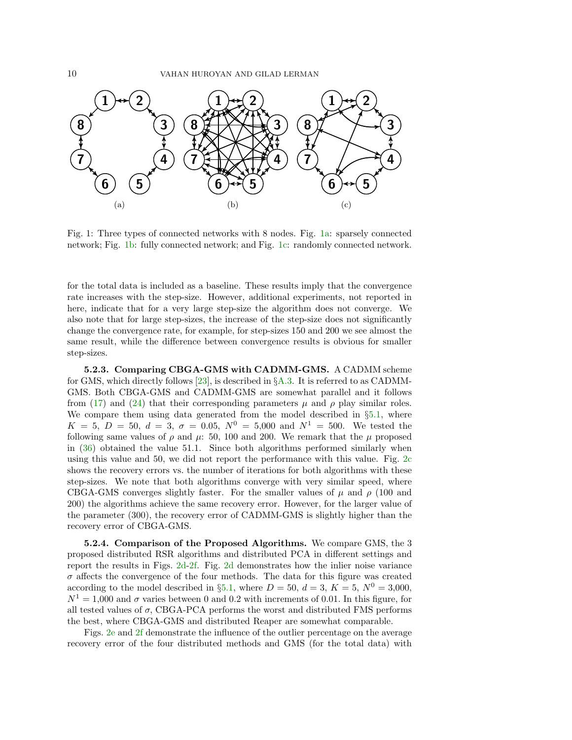Fig. 1: Three types of connected networks with 8 nodes. Fig. 1a: sparsely connected network; Fig. 1b: fully connected network; and Fig. 1c: randomly connected network.

for the total data is included as a baseline. These results imply that the convergence rate increases with the step-size. However, additional experiments, not reported in here, indicate that for a very large step-size the algorithm does not converge. We also note that for large step-sizes, the increase of the step-size does not significantly change the convergence rate, for example, for step-sizes 150 and 200 we see almost the same result, while the difference between convergence results is obvious for smaller step-sizes.

**5.2.3. Comparing CBGA-GMS with CADMM-GMS.** A CADMM scheme for GMS, which directly follows [23], is described in §A.3. It is referred to as CADMM-GMS. Both CBGA-GMS and CADMM-GMS are somewhat parallel and it follows from (17) and (24) that their corresponding parameters $\mu$ and $\rho$ play similar roles. We compare them using data generated from the model described in §5.1, where $K = 5$, $D = 50$, $d = 3$, $\sigma = 0.05$, $N^0 = 5{,}000$ and $N^1 = 500$. We tested the following same values of $\rho$ and $\mu$: 50, 100 and 200. We remark that the $\mu$ proposed in (36) obtained the value 51.1. Since both algorithms performed similarly when using this value and 50, we did not report the performance with this value. Fig. 2c shows the recovery errors vs. the number of iterations for both algorithms with these step-sizes. We note that both algorithms converge with very similar speed, where CBGA-GMS converges slightly faster. For the smaller values of $\mu$ and $\rho$ (100 and 200) the algorithms achieve the same recovery error. However, for the larger value of the parameter (300), the recovery error of CADMM-GMS is slightly higher than the recovery error of CBGA-GMS.

**5.2.4. Comparison of the Proposed Algorithms.** We compare GMS, the 3 proposed distributed RSR algorithms and distributed PCA in different settings and report the results in Figs. 2d-2f. Fig. 2d demonstrates how the inlier noise variance $\sigma$ affects the convergence of the four methods. The data for this figure was created according to the model described in §5.1, where $D = 50$, $d = 3$, $K = 5$, $N^0 = 3{,}000$, $N^1 = 1{,}000$ and $\sigma$ varies between 0 and 0.2 with increments of 0.01. In this figure, for all tested values of $\sigma$, CBGA-PCA performs the worst and distributed FMS performs the best, where CBGA-GMS and distributed Reaper are somewhat comparable.

Figs. 2e and 2f demonstrate the influence of the outlier percentage on the average recovery error of the four distributed methods and GMS (for the total data) with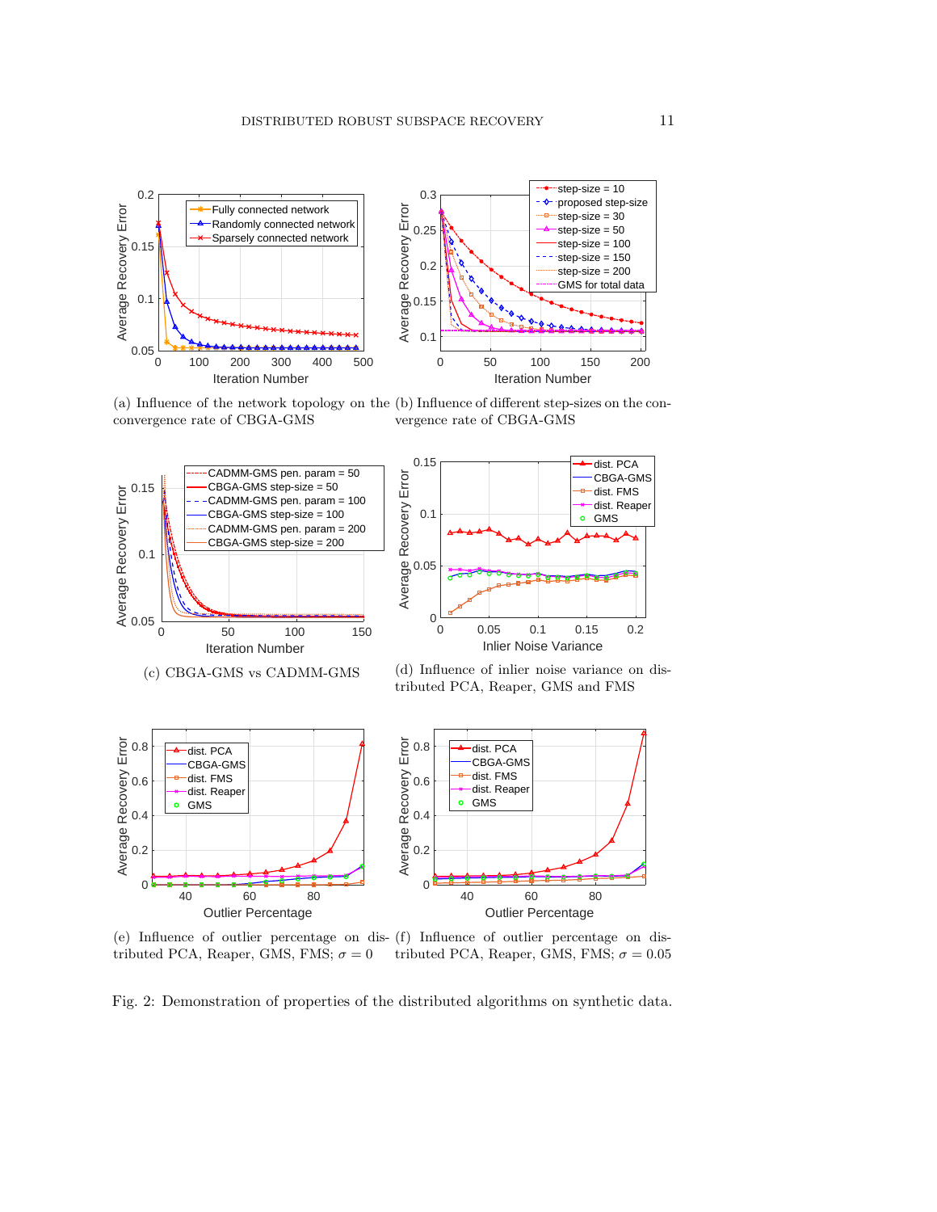(a) Influence of the network topology on the convergence rate of CBGA-GMS

(b) Influence of different step-sizes on the convergence rate of CBGA-GMS

(c) CBGA-GMS vs CADMM-GMS

(d) Influence of inlier noise variance on distributed PCA, Reaper, GMS and FMS

(e) Influence of outlier percentage on distributed PCA, Reaper, GMS, FMS; $\sigma = 0$

(f) Influence of outlier percentage on distributed PCA, Reaper, GMS, FMS; $\sigma = 0.05$

Fig. 2: Demonstration of properties of the distributed algorithms on synthetic data.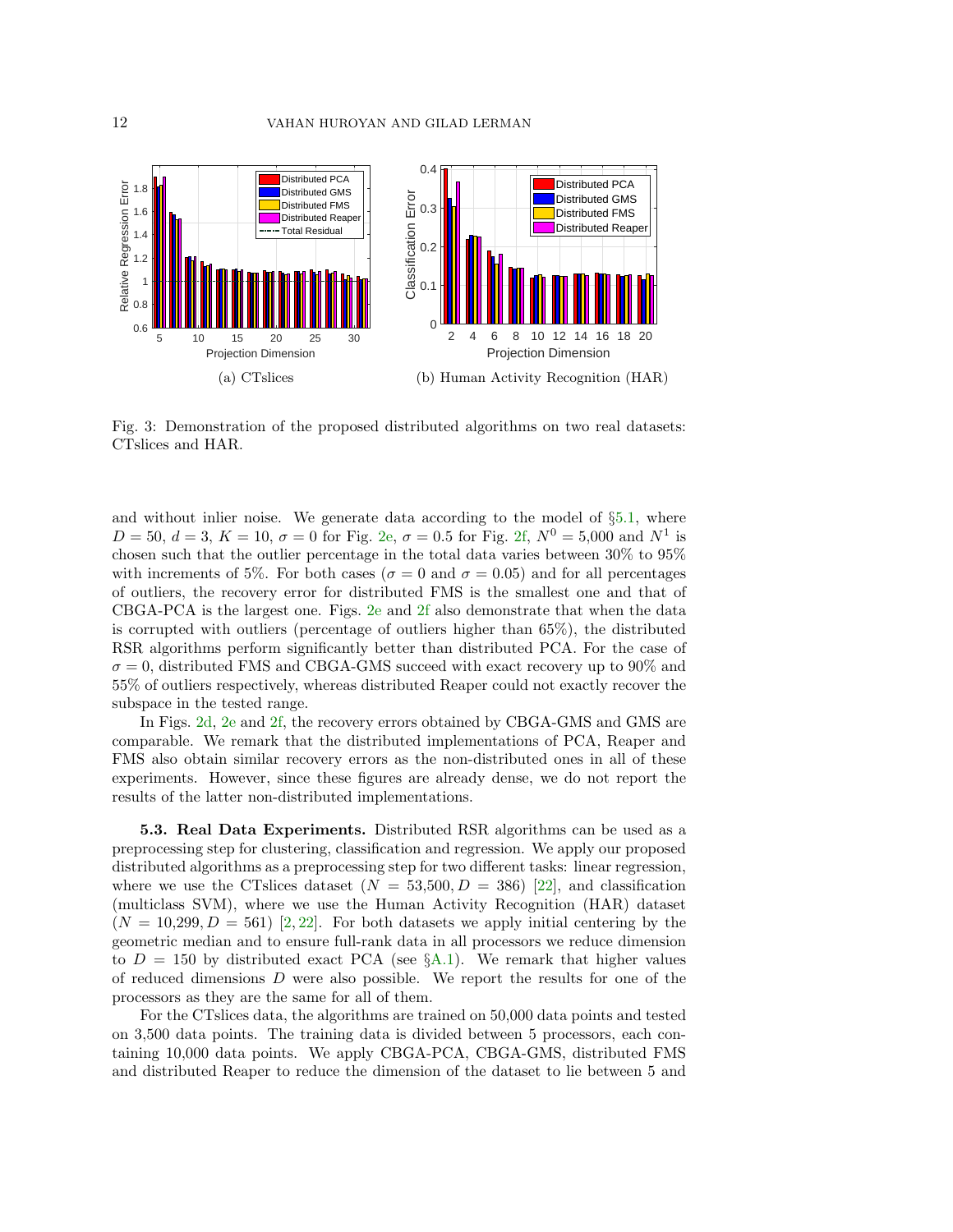(a) CTslices

(b) Human Activity Recognition (HAR)

Fig. 3: Demonstration of the proposed distributed algorithms on two real datasets: CTslices and HAR.

and without inlier noise. We generate data according to the model of §5.1, where $D = 50$, $d = 3$, $K = 10$, $\sigma = 0$ for Fig. 2e, $\sigma = 0.5$ for Fig. 2f, $N^0 = 5{,}000$ and $N^1$ is chosen such that the outlier percentage in the total data varies between 30% to 95% with increments of 5%. For both cases ($\sigma = 0$ and $\sigma = 0.05$) and for all percentages of outliers, the recovery error for distributed FMS is the smallest one and that of CBGA-PCA is the largest one. Figs. 2e and 2f also demonstrate that when the data is corrupted with outliers (percentage of outliers higher than 65%), the distributed RSR algorithms perform significantly better than distributed PCA. For the case of $\sigma = 0$, distributed FMS and CBGA-GMS succeed with exact recovery up to 90% and 55% of outliers respectively, whereas distributed Reaper could not exactly recover the subspace in the tested range.

In Figs. 2d, 2e and 2f, the recovery errors obtained by CBGA-GMS and GMS are comparable. We remark that the distributed implementations of PCA, Reaper and FMS also obtain similar recovery errors as the non-distributed ones in all of these experiments. However, since these figures are already dense, we do not report the results of the latter non-distributed implementations.

**5.3. Real Data Experiments.** Distributed RSR algorithms can be used as a preprocessing step for clustering, classification and regression. We apply our proposed distributed algorithms as a preprocessing step for two different tasks: linear regression, where we use the CTslices dataset ($N = 53{,}500, D = 386$) [22], and classification (multiclass SVM), where we use the Human Activity Recognition (HAR) dataset ($N = 10{,}299, D = 561$) [2, 22]. For both datasets we apply initial centering by the geometric median and to ensure full-rank data in all processors we reduce dimension to $D = 150$ by distributed exact PCA (see §A.1). We remark that higher values of reduced dimensions $D$ were also possible. We report the results for one of the processors as they are the same for all of them.

For the CTslices data, the algorithms are trained on 50,000 data points and tested on 3,500 data points. The training data is divided between 5 processors, each containing 10,000 data points. We apply CBGA-PCA, CBGA-GMS, distributed FMS and distributed Reaper to reduce the dimension of the dataset to lie between 5 and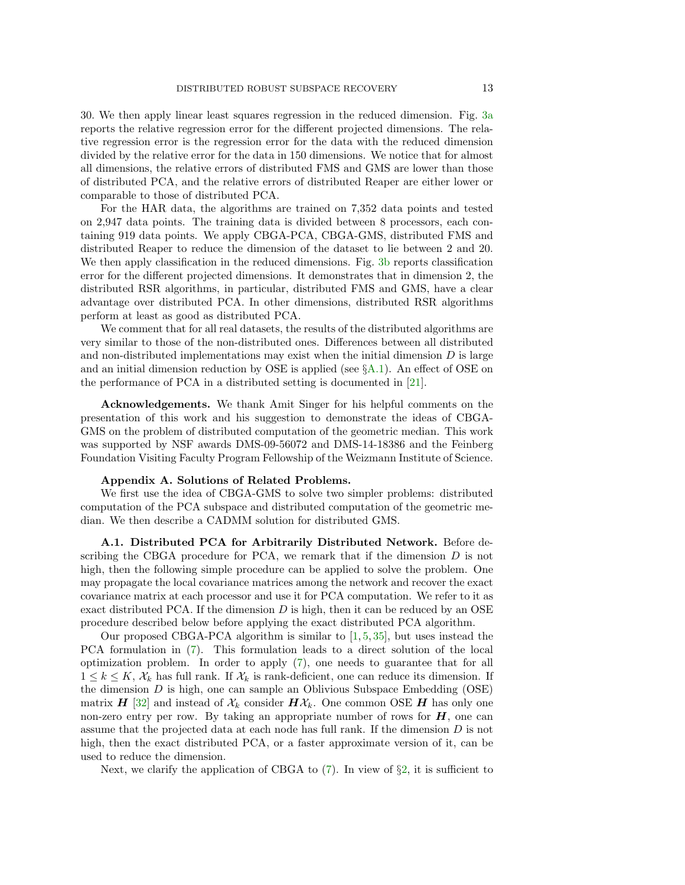30. We then apply linear least squares regression in the reduced dimension. Fig. 3a reports the relative regression error for the different projected dimensions. The relative regression error is the regression error for the data with the reduced dimension divided by the relative error for the data in 150 dimensions. We notice that for almost all dimensions, the relative errors of distributed FMS and GMS are lower than those of distributed PCA, and the relative errors of distributed Reaper are either lower or comparable to those of distributed PCA.

For the HAR data, the algorithms are trained on 7,352 data points and tested on 2,947 data points. The training data is divided between 8 processors, each containing 919 data points. We apply CBGA-PCA, CBGA-GMS, distributed FMS and distributed Reaper to reduce the dimension of the dataset to lie between 2 and 20. We then apply classification in the reduced dimensions. Fig. 3b reports classification error for the different projected dimensions. It demonstrates that in dimension 2, the distributed RSR algorithms, in particular, distributed FMS and GMS, have a clear advantage over distributed PCA. In other dimensions, distributed RSR algorithms perform at least as good as distributed PCA.

We comment that for all real datasets, the results of the distributed algorithms are very similar to those of the non-distributed ones. Differences between all distributed and non-distributed implementations may exist when the initial dimension $D$ is large and an initial dimension reduction by OSE is applied (see §A.1). An effect of OSE on the performance of PCA in a distributed setting is documented in [21].

**Acknowledgements.** We thank Amit Singer for his helpful comments on the presentation of this work and his suggestion to demonstrate the ideas of CBGA-GMS on the problem of distributed computation of the geometric median. This work was supported by NSF awards DMS-09-56072 and DMS-14-18386 and the Feinberg Foundation Visiting Faculty Program Fellowship of the Weizmann Institute of Science.

## Appendix A. Solutions of Related Problems.

We first use the idea of CBGA-GMS to solve two simpler problems: distributed computation of the PCA subspace and distributed computation of the geometric median. We then describe a CADMM solution for distributed GMS.

### A.1. Distributed PCA for Arbitrarily Distributed Network.

Before describing the CBGA procedure for PCA, we remark that if the dimension $D$ is not high, then the following simple procedure can be applied to solve the problem. One may propagate the local covariance matrices among the network and recover the exact covariance matrix at each processor and use it for PCA computation. We refer to it as exact distributed PCA. If the dimension $D$ is high, then it can be reduced by an OSE procedure described below before applying the exact distributed PCA algorithm.

Our proposed CBGA-PCA algorithm is similar to [1, 5, 35], but uses instead the PCA formulation in (7). This formulation leads to a direct solution of the local optimization problem. In order to apply (7), one needs to guarantee that for all $1 \leq k \leq K$, $\mathcal{X}_k$ has full rank. If $\mathcal{X}_k$ is rank-deficient, one can reduce its dimension. If the dimension $D$ is high, one can sample an Oblivious Subspace Embedding (OSE) matrix $\boldsymbol{H}$ [32] and instead of $\mathcal{X}_k$ consider $\boldsymbol{H}\mathcal{X}_k$. One common OSE $\boldsymbol{H}$ has only one non-zero entry per row. By taking an appropriate number of rows for $\boldsymbol{H}$, one can assume that the projected data at each node has full rank. If the dimension $D$ is not high, then the exact distributed PCA, or a faster approximate version of it, can be used to reduce the dimension.

Next, we clarify the application of CBGA to (7). In view of §2, it is sufficient to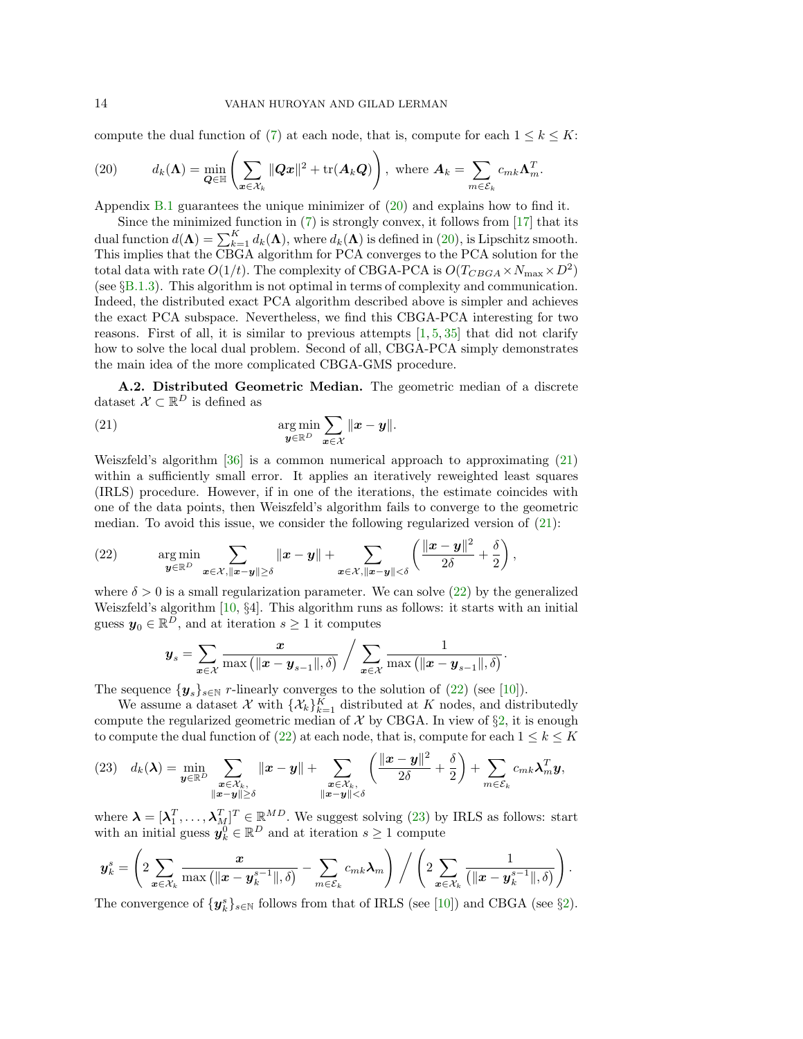compute the dual function of (7) at each node, that is, compute for each $1 \le k \le K$:

$$
d_k(\boldsymbol{\Lambda}) = \min_{\boldsymbol{Q} \in \mathbb{H}} \left( \sum_{\boldsymbol{x} \in \mathcal{X}_k} \|\boldsymbol{Q}\boldsymbol{x}\|^2 + \operatorname{tr}(\boldsymbol{A}_k \boldsymbol{Q}) \right), \text{ where } \boldsymbol{A}_k = \sum_{m \in \mathcal{E}_k} c_{mk} \boldsymbol{\Lambda}_m^T. \tag{20}
$$

Appendix B.1 guarantees the unique minimizer of (20) and explains how to find it.

Since the minimized function in (7) is strongly convex, it follows from [17] that its dual function $d(\boldsymbol{\Lambda}) = \sum_{k=1}^{K} d_k(\boldsymbol{\Lambda})$, where $d_k(\boldsymbol{\Lambda})$ is defined in (20), is Lipschitz smooth. This implies that the CBGA algorithm for PCA converges to the PCA solution for the total data with rate $O(1/t)$. The complexity of CBGA-PCA is $O(T_{CBGA} \times N_{\max} \times D^2)$ (see §B.1.3). This algorithm is not optimal in terms of complexity and communication. Indeed, the distributed exact PCA algorithm described above is simpler and achieves the exact PCA subspace. Nevertheless, we find this CBGA-PCA interesting for two reasons. First of all, it is similar to previous attempts [1, 5, 35] that did not clarify how to solve the local dual problem. Second of all, CBGA-PCA simply demonstrates the main idea of the more complicated CBGA-GMS procedure.

**A.2. Distributed Geometric Median.** The geometric median of a discrete dataset $\mathcal{X} \subset \mathbb{R}^D$ is defined as

$$
\operatorname*{arg\,min}_{\boldsymbol{y} \in \mathbb{R}^D} \sum_{\boldsymbol{x} \in \mathcal{X}} \|\boldsymbol{x} - \boldsymbol{y}\|. \tag{21}
$$

Weiszfeld's algorithm [36] is a common numerical approach to approximating (21) within a sufficiently small error. It applies an iteratively reweighted least squares (IRLS) procedure. However, if in one of the iterations, the estimate coincides with one of the data points, then Weiszfeld's algorithm fails to converge to the geometric median. To avoid this issue, we consider the following regularized version of (21):

$$
\operatorname*{arg\,min}_{\boldsymbol{y} \in \mathbb{R}^D} \sum_{\boldsymbol{x} \in \mathcal{X}, \|\boldsymbol{x}-\boldsymbol{y}\| \ge \delta} \|\boldsymbol{x} - \boldsymbol{y}\| + \sum_{\boldsymbol{x} \in \mathcal{X}, \|\boldsymbol{x}-\boldsymbol{y}\| < \delta} \left( \frac{\|\boldsymbol{x} - \boldsymbol{y}\|^2}{2\delta} + \frac{\delta}{2} \right), \tag{22}
$$

where $\delta > 0$ is a small regularization parameter. We can solve (22) by the generalized Weiszfeld's algorithm [10, §4]. This algorithm runs as follows: it starts with an initial guess $\boldsymbol{y}_0 \in \mathbb{R}^D$, and at iteration $s \ge 1$ it computes

$$
\boldsymbol{y}_s = \sum_{\boldsymbol{x} \in \mathcal{X}} \frac{\boldsymbol{x}}{\max\left(\|\boldsymbol{x} - \boldsymbol{y}_{s-1}\|, \delta\right)} \Bigg/ \sum_{\boldsymbol{x} \in \mathcal{X}} \frac{1}{\max\left(\|\boldsymbol{x} - \boldsymbol{y}_{s-1}\|, \delta\right)}.
$$

The sequence $\{\boldsymbol{y}_s\}_{s \in \mathbb{N}}$ $r$-linearly converges to the solution of (22) (see [10]).

We assume a dataset $\mathcal{X}$ with $\{\mathcal{X}_k\}_{k=1}^K$ distributed at $K$ nodes, and distributedly compute the regularized geometric median of $\mathcal{X}$ by CBGA. In view of §2, it is enough to compute the dual function of (22) at each node, that is, compute for each $1 \le k \le K$

$$
d_k(\boldsymbol{\lambda}) = \min_{\boldsymbol{y} \in \mathbb{R}^D} \sum_{\substack{\boldsymbol{x} \in \mathcal{X}_k, \\ \|\boldsymbol{x}-\boldsymbol{y}\| \ge \delta}} \|\boldsymbol{x} - \boldsymbol{y}\| + \sum_{\substack{\boldsymbol{x} \in \mathcal{X}_k, \\ \|\boldsymbol{x}-\boldsymbol{y}\| < \delta}} \left( \frac{\|\boldsymbol{x} - \boldsymbol{y}\|^2}{2\delta} + \frac{\delta}{2} \right) + \sum_{m \in \mathcal{E}_k} c_{mk} \boldsymbol{\lambda}_m^T \boldsymbol{y}, \tag{23}
$$

where $\boldsymbol{\lambda} = [\boldsymbol{\lambda}_1^T, \ldots, \boldsymbol{\lambda}_M^T]^T \in \mathbb{R}^{MD}$. We suggest solving (23) by IRLS as follows: start with an initial guess $\boldsymbol{y}_k^0 \in \mathbb{R}^D$ and at iteration $s \ge 1$ compute

$$
\boldsymbol{y}_k^s = \left( 2 \sum_{\boldsymbol{x} \in \mathcal{X}_k} \frac{\boldsymbol{x}}{\max\left(\|\boldsymbol{x} - \boldsymbol{y}_k^{s-1}\|, \delta\right)} - \sum_{m \in \mathcal{E}_k} c_{mk} \boldsymbol{\lambda}_m \right) \Bigg/ \left( 2 \sum_{\boldsymbol{x} \in \mathcal{X}_k} \frac{1}{\left(\|\boldsymbol{x} - \boldsymbol{y}_k^{s-1}\|, \delta\right)} \right).
$$

The convergence of $\{\boldsymbol{y}_k^s\}_{s \in \mathbb{N}}$ follows from that of IRLS (see [10]) and CBGA (see §2).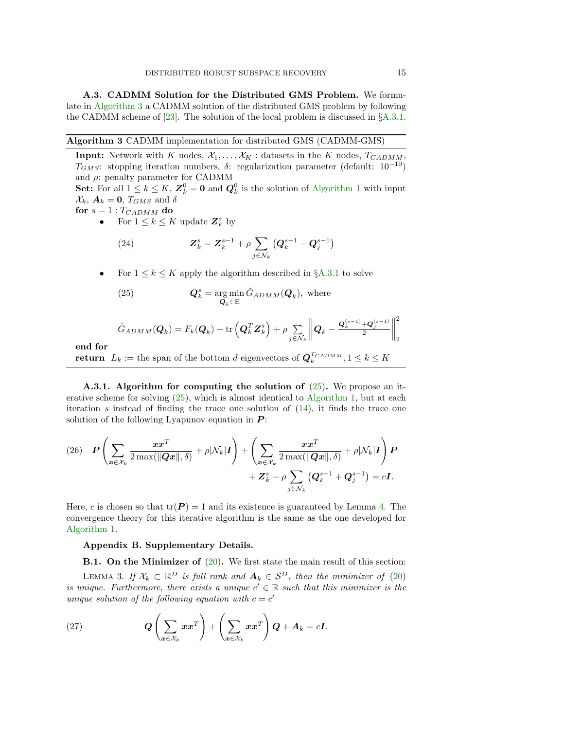**A.3. CADMM Solution for the Distributed GMS Problem.** We formulate in Algorithm 3 a CADMM solution of the distributed GMS problem by following the CADMM scheme of [23]. The solution of the local problem is discussed in §A.3.1.

---

**Algorithm 3** CADMM implementation for distributed GMS (CADMM-GMS)

---

**Input:** Network with $K$ nodes, $\mathcal{X}_1, \ldots, \mathcal{X}_K$ : datasets in the $K$ nodes, $T_{CADMM}$, $T_{GMS}$: stopping iteration numbers, $\delta$: regularization parameter (default: $10^{-10}$) and $\rho$: penalty parameter for CADMM

**Set:** For all $1 \leq k \leq K$, $\boldsymbol{Z}_k^0 = \boldsymbol{0}$ and $\boldsymbol{Q}_k^0$ is the solution of Algorithm 1 with input $\mathcal{X}_k$, $\boldsymbol{A}_k = \boldsymbol{0}$, $T_{GMS}$ and $\delta$

**for** $s = 1 : T_{CADMM}$ **do**

- For $1 \leq k \leq K$ update $\boldsymbol{Z}_k^s$ by

$$\boldsymbol{Z}_k^s = \boldsymbol{Z}_k^{s-1} + \rho \sum_{j \in \mathcal{N}_k} \left( \boldsymbol{Q}_k^{s-1} - \boldsymbol{Q}_j^{s-1} \right) \tag{24}$$

- For $1 \leq k \leq K$ apply the algorithm described in §A.3.1 to solve

$$\boldsymbol{Q}_k^s = \operatorname*{arg\,min}_{\boldsymbol{Q}_k \in \mathbb{H}} \tilde{G}_{ADMM}(\boldsymbol{Q}_k), \text{ where} \tag{25}$$

$$\tilde{G}_{ADMM}(\boldsymbol{Q}_k) = F_k(\boldsymbol{Q}_k) + \operatorname{tr}\left(\boldsymbol{Q}_k^T \boldsymbol{Z}_k^s\right) + \rho \sum_{j \in \mathcal{N}_k} \left\| \boldsymbol{Q}_k - \frac{\boldsymbol{Q}_k^{(s-1)} + \boldsymbol{Q}_j^{(s-1)}}{2} \right\|_2^2$$

**end for**

**return** $L_k :=$ the span of the bottom $d$ eigenvectors of $\boldsymbol{Q}_k^{T_{CADMM}}, 1 \leq k \leq K$

---

**A.3.1. Algorithm for computing the solution of (25).** We propose an iterative scheme for solving (25), which is almost identical to Algorithm 1, but at each iteration $s$ instead of finding the trace one solution of (14), it finds the trace one solution of the following Lyapunov equation in $\boldsymbol{P}$:

$$\boldsymbol{P}\left( \sum_{\boldsymbol{x} \in \mathcal{X}_k} \frac{\boldsymbol{x}\boldsymbol{x}^T}{2\max(\|\boldsymbol{Q}\boldsymbol{x}\|, \delta)} + \rho|\mathcal{N}_k|\boldsymbol{I} \right) + \left( \sum_{\boldsymbol{x} \in \mathcal{X}_k} \frac{\boldsymbol{x}\boldsymbol{x}^T}{2\max(\|\boldsymbol{Q}\boldsymbol{x}\|, \delta)} + \rho|\mathcal{N}_k|\boldsymbol{I} \right)\boldsymbol{P} + \boldsymbol{Z}_k^s - \rho \sum_{j \in \mathcal{N}_k} \left( \boldsymbol{Q}_k^{s-1} + \boldsymbol{Q}_j^{s-1} \right) = c\boldsymbol{I}. \tag{26}$$

Here, $c$ is chosen so that $\operatorname{tr}(\boldsymbol{P}) = 1$ and its existence is guaranteed by Lemma 4. The convergence theory for this iterative algorithm is the same as the one developed for Algorithm 1.

## Appendix B. Supplementary Details.

**B.1. On the Minimizer of (20).** We first state the main result of this section:

LEMMA 3. *If $\mathcal{X}_k \subset \mathbb{R}^D$ is full rank and $\boldsymbol{A}_k \in \mathcal{S}^D$, then the minimizer of (20) is unique. Furthermore, there exists a unique $c' \in \mathbb{R}$ such that this minimizer is the unique solution of the following equation with $c = c'$*

$$\boldsymbol{Q}\left( \sum_{\boldsymbol{x} \in \mathcal{X}_k} \boldsymbol{x}\boldsymbol{x}^T \right) + \left( \sum_{\boldsymbol{x} \in \mathcal{X}_k} \boldsymbol{x}\boldsymbol{x}^T \right)\boldsymbol{Q} + \boldsymbol{A}_k = c\boldsymbol{I}. \tag{27}$$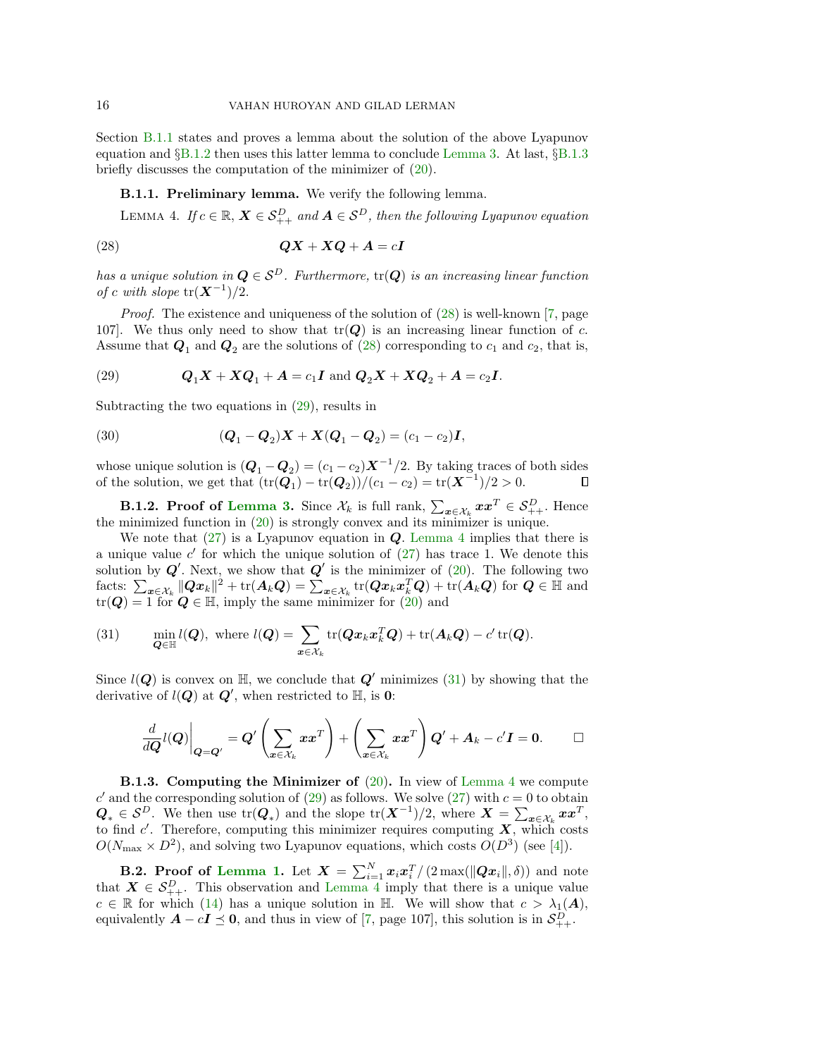Section B.1.1 states and proves a lemma about the solution of the above Lyapunov equation and §B.1.2 then uses this latter lemma to conclude Lemma 3. At last, §B.1.3 briefly discusses the computation of the minimizer of (20).

### B.1.1. Preliminary lemma.

We verify the following lemma.

LEMMA 4. *If $c \in \mathbb{R}$, $\boldsymbol{X} \in \mathcal{S}_{++}^D$ and $\boldsymbol{A} \in \mathcal{S}^D$, then the following Lyapunov equation*

$$\boldsymbol{Q}\boldsymbol{X} + \boldsymbol{X}\boldsymbol{Q} + \boldsymbol{A} = c\boldsymbol{I} \tag{28}$$

*has a unique solution in $\boldsymbol{Q} \in \mathcal{S}^D$. Furthermore, $\operatorname{tr}(\boldsymbol{Q})$ is an increasing linear function of $c$ with slope $\operatorname{tr}(\boldsymbol{X}^{-1})/2$.*

*Proof.* The existence and uniqueness of the solution of (28) is well-known [7, page 107]. We thus only need to show that $\operatorname{tr}(\boldsymbol{Q})$ is an increasing linear function of $c$. Assume that $\boldsymbol{Q}_1$ and $\boldsymbol{Q}_2$ are the solutions of (28) corresponding to $c_1$ and $c_2$, that is,

$$\boldsymbol{Q}_1\boldsymbol{X} + \boldsymbol{X}\boldsymbol{Q}_1 + \boldsymbol{A} = c_1\boldsymbol{I} \text{ and } \boldsymbol{Q}_2\boldsymbol{X} + \boldsymbol{X}\boldsymbol{Q}_2 + \boldsymbol{A} = c_2\boldsymbol{I}. \tag{29}$$

Subtracting the two equations in (29), results in

$$(\boldsymbol{Q}_1 - \boldsymbol{Q}_2)\boldsymbol{X} + \boldsymbol{X}(\boldsymbol{Q}_1 - \boldsymbol{Q}_2) = (c_1 - c_2)\boldsymbol{I}, \tag{30}$$

whose unique solution is $(\boldsymbol{Q}_1 - \boldsymbol{Q}_2) = (c_1 - c_2)\boldsymbol{X}^{-1}/2$. By taking traces of both sides of the solution, we get that $(\operatorname{tr}(\boldsymbol{Q}_1) - \operatorname{tr}(\boldsymbol{Q}_2))/(c_1 - c_2) = \operatorname{tr}(\boldsymbol{X}^{-1})/2 > 0$. ◻

### B.1.2. Proof of Lemma 3.

Since $\mathcal{X}_k$ is full rank, $\sum_{\boldsymbol{x}\in\mathcal{X}_k} \boldsymbol{x}\boldsymbol{x}^T \in \mathcal{S}_{++}^D$. Hence the minimized function in (20) is strongly convex and its minimizer is unique.

We note that (27) is a Lyapunov equation in $\boldsymbol{Q}$. Lemma 4 implies that there is a unique value $c'$ for which the unique solution of (27) has trace 1. We denote this solution by $\boldsymbol{Q}'$. Next, we show that $\boldsymbol{Q}'$ is the minimizer of (20). The following two facts: $\sum_{\boldsymbol{x}\in\mathcal{X}_k} \|\boldsymbol{Q}\boldsymbol{x}_k\|^2 + \operatorname{tr}(\boldsymbol{A}_k\boldsymbol{Q}) = \sum_{\boldsymbol{x}\in\mathcal{X}_k} \operatorname{tr}(\boldsymbol{Q}\boldsymbol{x}_k\boldsymbol{x}_k^T\boldsymbol{Q}) + \operatorname{tr}(\boldsymbol{A}_k\boldsymbol{Q})$ for $\boldsymbol{Q} \in \mathbb{H}$ and $\operatorname{tr}(\boldsymbol{Q}) = 1$ for $\boldsymbol{Q} \in \mathbb{H}$, imply the same minimizer for (20) and

$$\min_{\boldsymbol{Q}\in\mathbb{H}} l(\boldsymbol{Q}), \text{ where } l(\boldsymbol{Q}) = \sum_{\boldsymbol{x}\in\mathcal{X}_k} \operatorname{tr}(\boldsymbol{Q}\boldsymbol{x}_k\boldsymbol{x}_k^T\boldsymbol{Q}) + \operatorname{tr}(\boldsymbol{A}_k\boldsymbol{Q}) - c'\operatorname{tr}(\boldsymbol{Q}). \tag{31}$$

Since $l(\boldsymbol{Q})$ is convex on $\mathbb{H}$, we conclude that $\boldsymbol{Q}'$ minimizes (31) by showing that the derivative of $l(\boldsymbol{Q})$ at $\boldsymbol{Q}'$, when restricted to $\mathbb{H}$, is $\boldsymbol{0}$:

$$\frac{d}{d\boldsymbol{Q}} l(\boldsymbol{Q})\bigg|_{\boldsymbol{Q}=\boldsymbol{Q}'} = \boldsymbol{Q}'\left(\sum_{\boldsymbol{x}\in\mathcal{X}_k} \boldsymbol{x}\boldsymbol{x}^T\right) + \left(\sum_{\boldsymbol{x}\in\mathcal{X}_k} \boldsymbol{x}\boldsymbol{x}^T\right)\boldsymbol{Q}' + \boldsymbol{A}_k - c'\boldsymbol{I} = \boldsymbol{0}. \qquad \square$$

### B.1.3. Computing the Minimizer of (20).

In view of Lemma 4 we compute $c'$ and the corresponding solution of (29) as follows. We solve (27) with $c = 0$ to obtain $\boldsymbol{Q}_* \in \mathcal{S}^D$. We then use $\operatorname{tr}(\boldsymbol{Q}_*)$ and the slope $\operatorname{tr}(\boldsymbol{X}^{-1})/2$, where $\boldsymbol{X} = \sum_{\boldsymbol{x}\in\mathcal{X}_k} \boldsymbol{x}\boldsymbol{x}^T$, to find $c'$. Therefore, computing this minimizer requires computing $\boldsymbol{X}$, which costs $O(N_{\max} \times D^2)$, and solving two Lyapunov equations, which costs $O(D^3)$ (see [4]).

## B.2. Proof of Lemma 1.

Let $\boldsymbol{X} = \sum_{i=1}^N \boldsymbol{x}_i\boldsymbol{x}_i^T / (2\max(\|\boldsymbol{Q}\boldsymbol{x}_i\|, \delta))$ and note that $\boldsymbol{X} \in \mathcal{S}_{++}^D$. This observation and Lemma 4 imply that there is a unique value $c \in \mathbb{R}$ for which (14) has a unique solution in $\mathbb{H}$. We will show that $c > \lambda_1(\boldsymbol{A})$, equivalently $\boldsymbol{A} - c\boldsymbol{I} \preceq \boldsymbol{0}$, and thus in view of [7, page 107], this solution is in $\mathcal{S}_{++}^D$.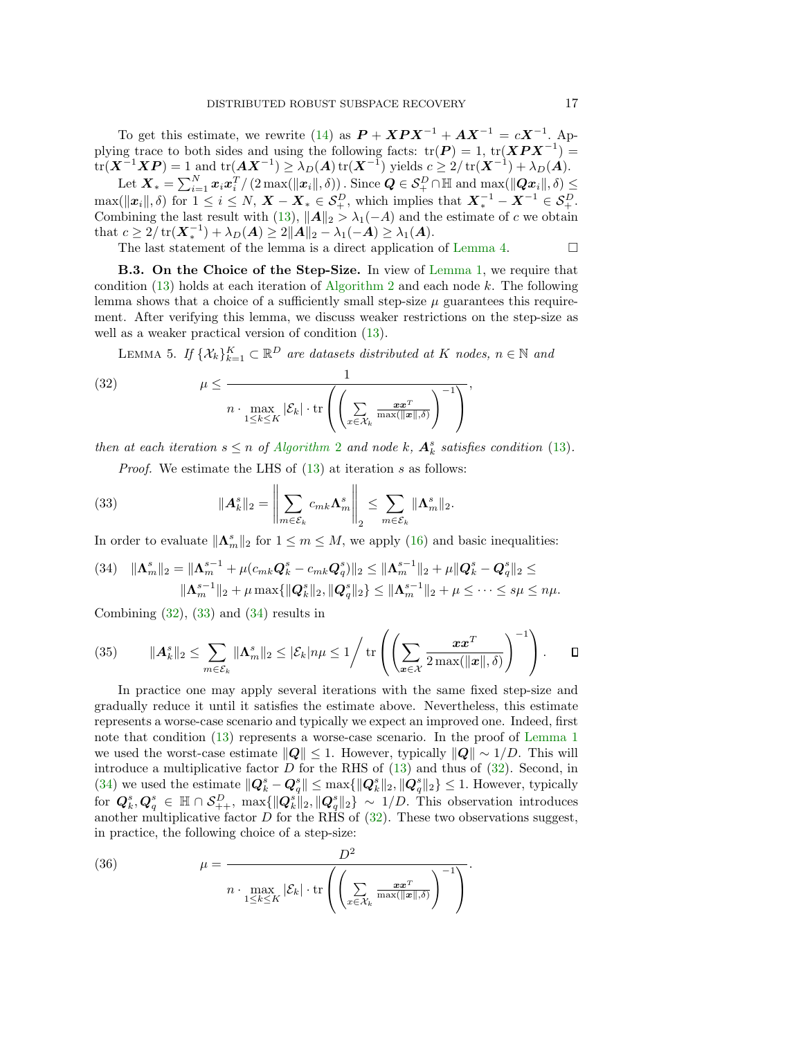To get this estimate, we rewrite (14) as $\boldsymbol{P} + \boldsymbol{X}\boldsymbol{P}\boldsymbol{X}^{-1} + \boldsymbol{A}\boldsymbol{X}^{-1} = c\boldsymbol{X}^{-1}$. Applying trace to both sides and using the following facts: $\operatorname{tr}(\boldsymbol{P}) = 1$, $\operatorname{tr}(\boldsymbol{X}\boldsymbol{P}\boldsymbol{X}^{-1}) = \operatorname{tr}(\boldsymbol{X}^{-1}\boldsymbol{X}\boldsymbol{P}) = 1$ and $\operatorname{tr}(\boldsymbol{A}\boldsymbol{X}^{-1}) \geq \lambda_D(\boldsymbol{A}) \operatorname{tr}(\boldsymbol{X}^{-1})$ yields $c \geq 2/\operatorname{tr}(\boldsymbol{X}^{-1}) + \lambda_D(\boldsymbol{A})$.

Let $\boldsymbol{X}_* = \sum_{i=1}^N \boldsymbol{x}_i\boldsymbol{x}_i^T / (2\max(\|\boldsymbol{x}_i\|, \delta))$. Since $\boldsymbol{Q} \in \mathcal{S}_+^D \cap \mathbb{H}$ and $\max(\|\boldsymbol{Q}\boldsymbol{x}_i\|, \delta) \leq \max(\|\boldsymbol{x}_i\|, \delta)$ for $1 \leq i \leq N$, $\boldsymbol{X} - \boldsymbol{X}_* \in \mathcal{S}_+^D$, which implies that $\boldsymbol{X}_*^{-1} - \boldsymbol{X}^{-1} \in \mathcal{S}_+^D$. Combining the last result with (13), $\|\boldsymbol{A}\|_2 > \lambda_1(-A)$ and the estimate of $c$ we obtain that $c \geq 2/\operatorname{tr}(\boldsymbol{X}_*^{-1}) + \lambda_D(\boldsymbol{A}) \geq 2\|\boldsymbol{A}\|_2 - \lambda_1(-\boldsymbol{A}) \geq \lambda_1(\boldsymbol{A})$.

The last statement of the lemma is a direct application of Lemma 4. □

**B.3. On the Choice of the Step-Size.** In view of Lemma 1, we require that condition (13) holds at each iteration of Algorithm 2 and each node $k$. The following lemma shows that a choice of a sufficiently small step-size $\mu$ guarantees this requirement. After verifying this lemma, we discuss weaker restrictions on the step-size as well as a weaker practical version of condition (13).

LEMMA 5. *If $\{\mathcal{X}_k\}_{k=1}^K \subset \mathbb{R}^D$ are datasets distributed at $K$ nodes, $n \in \mathbb{N}$ and*

$$\mu \leq \frac{1}{n \cdot \max\limits_{1\leq k\leq K} |\mathcal{E}_k| \cdot \operatorname{tr}\left(\left(\sum\limits_{x\in\mathcal{X}_k} \frac{\boldsymbol{x}\boldsymbol{x}^T}{\max(\|\boldsymbol{x}\|,\delta)}\right)^{-1}\right)}, \tag{32}$$

*then at each iteration $s \leq n$ of Algorithm 2 and node $k$, $\boldsymbol{A}_k^s$ satisfies condition (13).*

*Proof.* We estimate the LHS of (13) at iteration $s$ as follows:

$$\|\boldsymbol{A}_k^s\|_2 = \left\|\sum_{m\in\mathcal{E}_k} c_{mk}\boldsymbol{\Lambda}_m^s\right\|_2 \leq \sum_{m\in\mathcal{E}_k} \|\boldsymbol{\Lambda}_m^s\|_2. \tag{33}$$

In order to evaluate $\|\boldsymbol{\Lambda}_m^s\|_2$ for $1 \leq m \leq M$, we apply (16) and basic inequalities:

$$\begin{aligned}\|\boldsymbol{\Lambda}_m^s\|_2 = \|\boldsymbol{\Lambda}_m^{s-1} + \mu(c_{mk}\boldsymbol{Q}_k^s - c_{mk}\boldsymbol{Q}_q^s)\|_2 \leq \|\boldsymbol{\Lambda}_m^{s-1}\|_2 + \mu\|\boldsymbol{Q}_k^s - \boldsymbol{Q}_q^s\|_2 \leq \\ \|\boldsymbol{\Lambda}_m^{s-1}\|_2 + \mu\max\{\|\boldsymbol{Q}_k^s\|_2, \|\boldsymbol{Q}_q^s\|_2\} \leq \|\boldsymbol{\Lambda}_m^{s-1}\|_2 + \mu \leq \cdots \leq s\mu \leq n\mu.\end{aligned} \tag{34}$$

Combining (32), (33) and (34) results in

$$\|\boldsymbol{A}_k^s\|_2 \leq \sum_{m\in\mathcal{E}_k} \|\boldsymbol{\Lambda}_m^s\|_2 \leq |\mathcal{E}_k| n\mu \leq 1 \Big/ \operatorname{tr}\left(\left(\sum_{\boldsymbol{x}\in\mathcal{X}} \frac{\boldsymbol{x}\boldsymbol{x}^T}{2\max(\|\boldsymbol{x}\|,\delta)}\right)^{-1}\right). \tag{35}$$

□

In practice one may apply several iterations with the same fixed step-size and gradually reduce it until it satisfies the estimate above. Nevertheless, this estimate represents a worse-case scenario and typically we expect an improved one. Indeed, first note that condition (13) represents a worse-case scenario. In the proof of Lemma 1 we used the worst-case estimate $\|\boldsymbol{Q}\| \leq 1$. However, typically $\|\boldsymbol{Q}\| \sim 1/D$. This will introduce a multiplicative factor $D$ for the RHS of (13) and thus of (32). Second, in (34) we used the estimate $\|\boldsymbol{Q}_k^s - \boldsymbol{Q}_q^s\| \leq \max\{\|\boldsymbol{Q}_k^s\|_2, \|\boldsymbol{Q}_q^s\|_2\} \leq 1$. However, typically for $\boldsymbol{Q}_k^s, \boldsymbol{Q}_q^s \in \mathbb{H} \cap \mathcal{S}_{++}^D$, $\max\{\|\boldsymbol{Q}_k^s\|_2, \|\boldsymbol{Q}_q^s\|_2\} \sim 1/D$. This observation introduces another multiplicative factor $D$ for the RHS of (32). These two observations suggest, in practice, the following choice of a step-size:

$$\mu = \frac{D^2}{n \cdot \max\limits_{1\leq k\leq K} |\mathcal{E}_k| \cdot \operatorname{tr}\left(\left(\sum\limits_{x\in\mathcal{X}_k} \frac{\boldsymbol{x}\boldsymbol{x}^T}{\max(\|\boldsymbol{x}\|,\delta)}\right)^{-1}\right)}. \tag{36}$$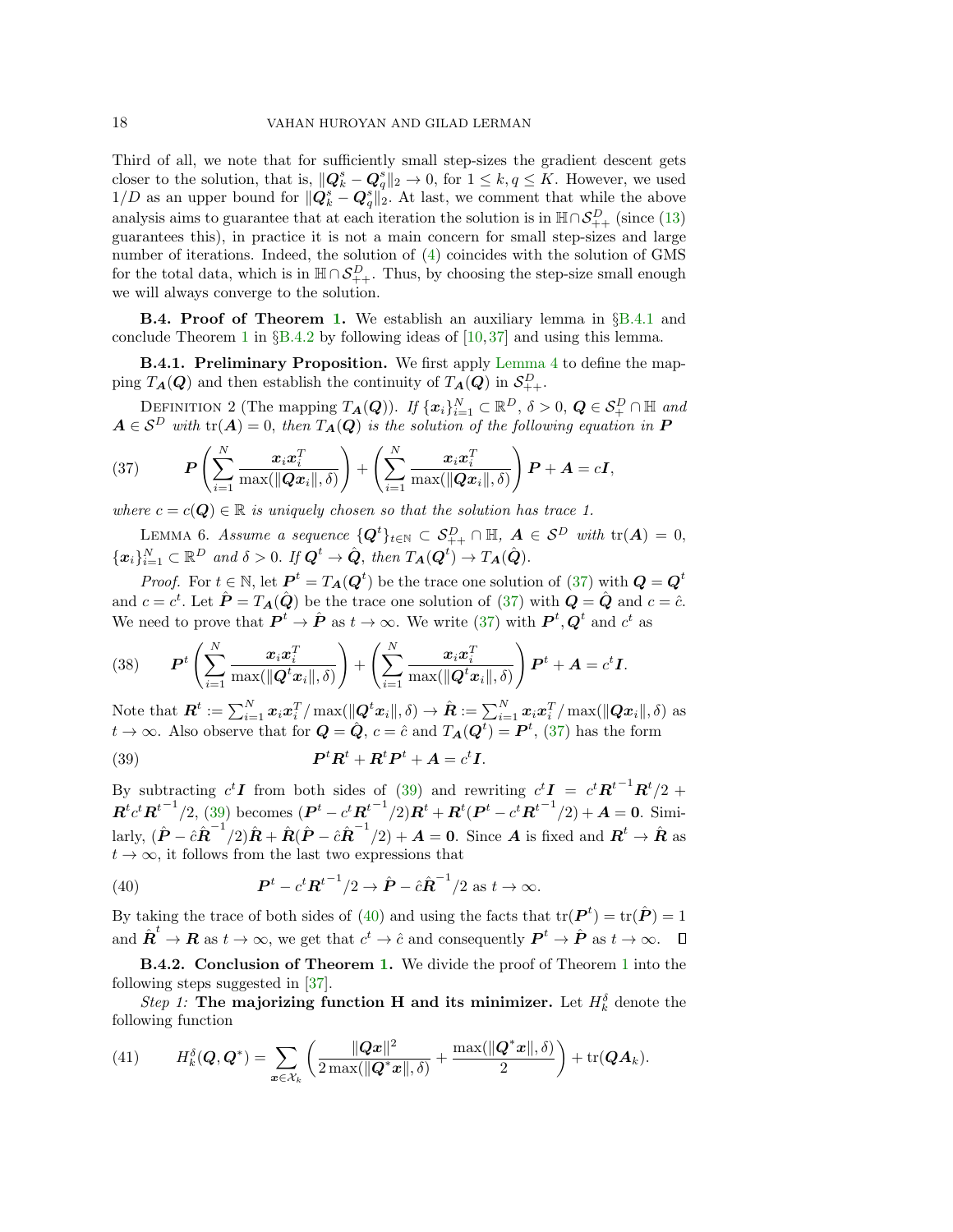Third of all, we note that for sufficiently small step-sizes the gradient descent gets closer to the solution, that is, $\|\boldsymbol{Q}_k^s - \boldsymbol{Q}_q^s\|_2 \to 0$, for $1 \le k, q \le K$. However, we used $1/D$ as an upper bound for $\|\boldsymbol{Q}_k^s - \boldsymbol{Q}_q^s\|_2$. At last, we comment that while the above analysis aims to guarantee that at each iteration the solution is in $\mathbb{H} \cap \mathcal{S}_{++}^D$ (since (13) guarantees this), in practice it is not a main concern for small step-sizes and large number of iterations. Indeed, the solution of (4) coincides with the solution of GMS for the total data, which is in $\mathbb{H} \cap \mathcal{S}_{++}^D$. Thus, by choosing the step-size small enough we will always converge to the solution.

**B.4. Proof of Theorem 1.** We establish an auxiliary lemma in §B.4.1 and conclude Theorem 1 in §B.4.2 by following ideas of [10,37] and using this lemma.

**B.4.1. Preliminary Proposition.** We first apply Lemma 4 to define the mapping $T_{\boldsymbol{A}}(\boldsymbol{Q})$ and then establish the continuity of $T_{\boldsymbol{A}}(\boldsymbol{Q})$ in $\mathcal{S}_{++}^D$.

Definition 2 (The mapping $T_{\boldsymbol{A}}(\boldsymbol{Q})$). *If $\{\boldsymbol{x}_i\}_{i=1}^N \subset \mathbb{R}^D$, $\delta > 0$, $\boldsymbol{Q} \in \mathcal{S}_+^D \cap \mathbb{H}$ and $\boldsymbol{A} \in \mathcal{S}^D$ with $\operatorname{tr}(\boldsymbol{A}) = 0$, then $T_{\boldsymbol{A}}(\boldsymbol{Q})$ is the solution of the following equation in $\boldsymbol{P}$*

$$\boldsymbol{P}\left(\sum_{i=1}^N \frac{\boldsymbol{x}_i\boldsymbol{x}_i^T}{\max(\|\boldsymbol{Q}\boldsymbol{x}_i\|, \delta)}\right) + \left(\sum_{i=1}^N \frac{\boldsymbol{x}_i\boldsymbol{x}_i^T}{\max(\|\boldsymbol{Q}\boldsymbol{x}_i\|, \delta)}\right)\boldsymbol{P} + \boldsymbol{A} = c\boldsymbol{I}, \tag{37}$$

*where $c = c(\boldsymbol{Q}) \in \mathbb{R}$ is uniquely chosen so that the solution has trace 1.*

Lemma 6. *Assume a sequence $\{\boldsymbol{Q}^t\}_{t\in\mathbb{N}} \subset \mathcal{S}_{++}^D \cap \mathbb{H}$, $\boldsymbol{A} \in \mathcal{S}^D$ with $\operatorname{tr}(\boldsymbol{A}) = 0$, $\{\boldsymbol{x}_i\}_{i=1}^N \subset \mathbb{R}^D$ and $\delta > 0$. If $\boldsymbol{Q}^t \to \hat{\boldsymbol{Q}}$, then $T_{\boldsymbol{A}}(\boldsymbol{Q}^t) \to T_{\boldsymbol{A}}(\hat{\boldsymbol{Q}})$.*

*Proof.* For $t \in \mathbb{N}$, let $\boldsymbol{P}^t = T_{\boldsymbol{A}}(\boldsymbol{Q}^t)$ be the trace one solution of (37) with $\boldsymbol{Q} = \boldsymbol{Q}^t$ and $c = c^t$. Let $\hat{\boldsymbol{P}} = T_{\boldsymbol{A}}(\hat{\boldsymbol{Q}})$ be the trace one solution of (37) with $\boldsymbol{Q} = \hat{\boldsymbol{Q}}$ and $c = \hat{c}$. We need to prove that $\boldsymbol{P}^t \to \hat{\boldsymbol{P}}$ as $t \to \infty$. We write (37) with $\boldsymbol{P}^t, \boldsymbol{Q}^t$ and $c^t$ as

$$\boldsymbol{P}^t\left(\sum_{i=1}^N \frac{\boldsymbol{x}_i\boldsymbol{x}_i^T}{\max(\|\boldsymbol{Q}^t\boldsymbol{x}_i\|, \delta)}\right) + \left(\sum_{i=1}^N \frac{\boldsymbol{x}_i\boldsymbol{x}_i^T}{\max(\|\boldsymbol{Q}^t\boldsymbol{x}_i\|, \delta)}\right)\boldsymbol{P}^t + \boldsymbol{A} = c^t\boldsymbol{I}. \tag{38}$$

Note that $\boldsymbol{R}^t := \sum_{i=1}^N \boldsymbol{x}_i\boldsymbol{x}_i^T / \max(\|\boldsymbol{Q}^t\boldsymbol{x}_i\|, \delta) \to \hat{\boldsymbol{R}} := \sum_{i=1}^N \boldsymbol{x}_i\boldsymbol{x}_i^T / \max(\|\boldsymbol{Q}\boldsymbol{x}_i\|, \delta)$ as $t \to \infty$. Also observe that for $\boldsymbol{Q} = \hat{\boldsymbol{Q}}$, $c = \hat{c}$ and $T_{\boldsymbol{A}}(\boldsymbol{Q}^t) = \boldsymbol{P}^t$, (37) has the form

$$\boldsymbol{P}^t\boldsymbol{R}^t + \boldsymbol{R}^t\boldsymbol{P}^t + \boldsymbol{A} = c^t\boldsymbol{I}. \tag{39}$$

By subtracting $c^t\boldsymbol{I}$ from both sides of (39) and rewriting $c^t\boldsymbol{I} = c^t{\boldsymbol{R}^t}^{-1}\boldsymbol{R}^t/2 + \boldsymbol{R}^t c^t {\boldsymbol{R}^t}^{-1}/2$, (39) becomes $(\boldsymbol{P}^t - c^t{\boldsymbol{R}^t}^{-1}/2)\boldsymbol{R}^t + \boldsymbol{R}^t(\boldsymbol{P}^t - c^t{\boldsymbol{R}^t}^{-1}/2) + \boldsymbol{A} = \boldsymbol{0}$. Similarly, $(\hat{\boldsymbol{P}} - \hat{c}\hat{\boldsymbol{R}}^{-1}/2)\hat{\boldsymbol{R}} + \hat{\boldsymbol{R}}(\hat{\boldsymbol{P}} - \hat{c}\hat{\boldsymbol{R}}^{-1}/2) + \boldsymbol{A} = \boldsymbol{0}$. Since $\boldsymbol{A}$ is fixed and $\boldsymbol{R}^t \to \hat{\boldsymbol{R}}$ as $t \to \infty$, it follows from the last two expressions that

$$\boldsymbol{P}^t - c^t{\boldsymbol{R}^t}^{-1}/2 \to \hat{\boldsymbol{P}} - \hat{c}\hat{\boldsymbol{R}}^{-1}/2 \text{ as } t \to \infty. \tag{40}$$

By taking the trace of both sides of (40) and using the facts that $\operatorname{tr}(\boldsymbol{P}^t) = \operatorname{tr}(\hat{\boldsymbol{P}}) = 1$ and $\hat{\boldsymbol{R}}^t \to \boldsymbol{R}$ as $t \to \infty$, we get that $c^t \to \hat{c}$ and consequently $\boldsymbol{P}^t \to \hat{\boldsymbol{P}}$ as $t \to \infty$. ∎

**B.4.2. Conclusion of Theorem 1.** We divide the proof of Theorem 1 into the following steps suggested in [37].

*Step 1:* **The majorizing function H and its minimizer.** Let $H_k^\delta$ denote the following function

$$H_k^\delta(\boldsymbol{Q}, \boldsymbol{Q}^*) = \sum_{\boldsymbol{x} \in \mathcal{X}_k}\left(\frac{\|\boldsymbol{Q}\boldsymbol{x}\|^2}{2\max(\|\boldsymbol{Q}^*\boldsymbol{x}\|, \delta)} + \frac{\max(\|\boldsymbol{Q}^*\boldsymbol{x}\|, \delta)}{2}\right) + \operatorname{tr}(\boldsymbol{Q}\boldsymbol{A}_k). \tag{41}$$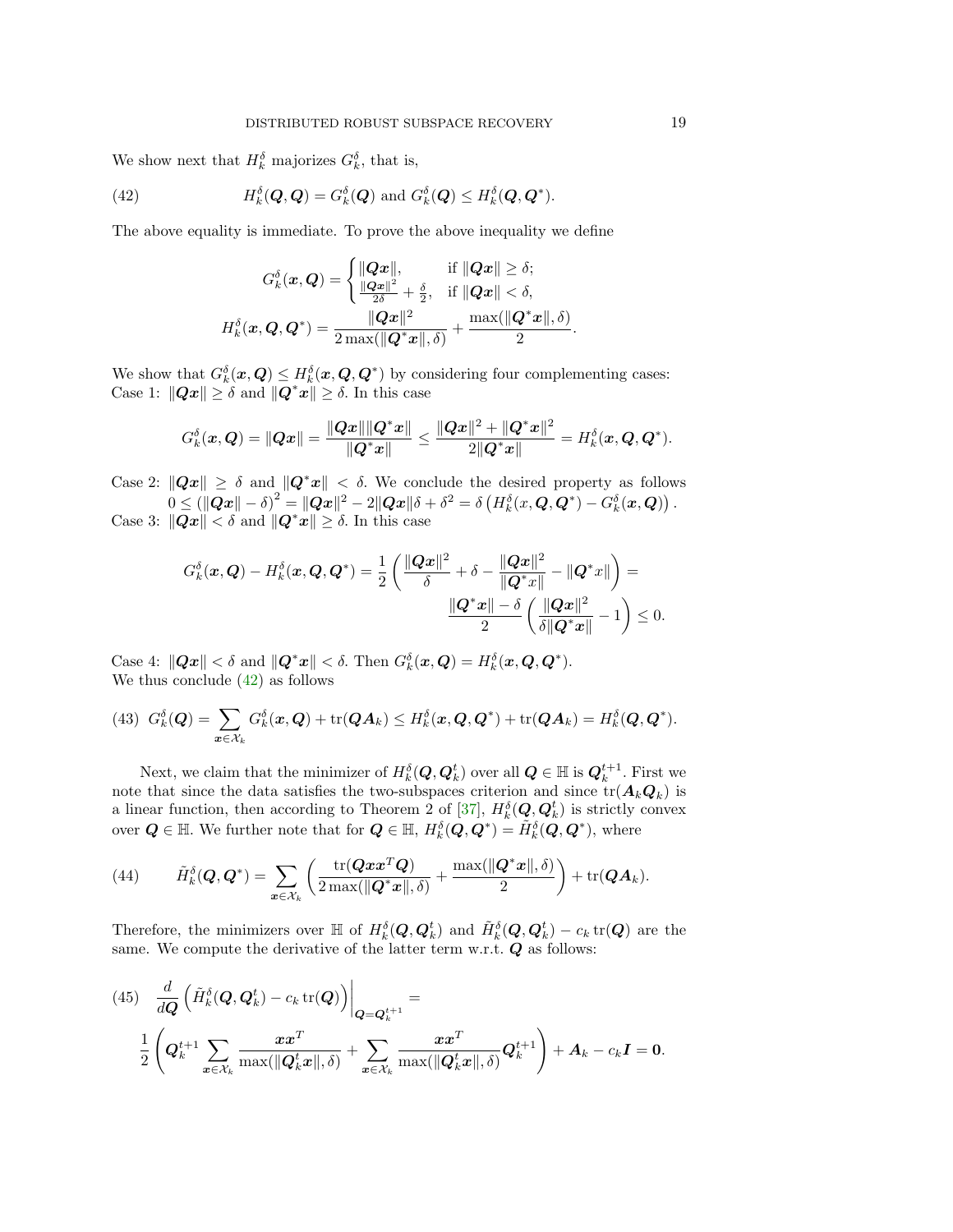We show next that $H_k^\delta$ majorizes $G_k^\delta$, that is,

$$H_k^\delta(\boldsymbol{Q},\boldsymbol{Q}) = G_k^\delta(\boldsymbol{Q}) \text{ and } G_k^\delta(\boldsymbol{Q}) \leq H_k^\delta(\boldsymbol{Q},\boldsymbol{Q}^*). \tag{42}$$

The above equality is immediate. To prove the above inequality we define

$$G_k^\delta(\boldsymbol{x},\boldsymbol{Q}) = \begin{cases} \|\boldsymbol{Q}\boldsymbol{x}\|, & \text{if } \|\boldsymbol{Q}\boldsymbol{x}\| \geq \delta; \\ \frac{\|\boldsymbol{Q}\boldsymbol{x}\|^2}{2\delta} + \frac{\delta}{2}, & \text{if } \|\boldsymbol{Q}\boldsymbol{x}\| < \delta, \end{cases}$$

$$H_k^\delta(\boldsymbol{x},\boldsymbol{Q},\boldsymbol{Q}^*) = \frac{\|\boldsymbol{Q}\boldsymbol{x}\|^2}{2\max(\|\boldsymbol{Q}^*\boldsymbol{x}\|,\delta)} + \frac{\max(\|\boldsymbol{Q}^*\boldsymbol{x}\|,\delta)}{2}.$$

We show that $G_k^\delta(\boldsymbol{x},\boldsymbol{Q}) \leq H_k^\delta(\boldsymbol{x},\boldsymbol{Q},\boldsymbol{Q}^*)$ by considering four complementing cases:
Case 1: $\|\boldsymbol{Q}\boldsymbol{x}\| \geq \delta$ and $\|\boldsymbol{Q}^*\boldsymbol{x}\| \geq \delta$. In this case

$$G_k^\delta(\boldsymbol{x},\boldsymbol{Q}) = \|\boldsymbol{Q}\boldsymbol{x}\| = \frac{\|\boldsymbol{Q}\boldsymbol{x}\|\|\boldsymbol{Q}^*\boldsymbol{x}\|}{\|\boldsymbol{Q}^*\boldsymbol{x}\|} \leq \frac{\|\boldsymbol{Q}\boldsymbol{x}\|^2 + \|\boldsymbol{Q}^*\boldsymbol{x}\|^2}{2\|\boldsymbol{Q}^*\boldsymbol{x}\|} = H_k^\delta(\boldsymbol{x},\boldsymbol{Q},\boldsymbol{Q}^*).$$

Case 2: $\|\boldsymbol{Q}\boldsymbol{x}\| \geq \delta$ and $\|\boldsymbol{Q}^*\boldsymbol{x}\| < \delta$. We conclude the desired property as follows $0 \leq (\|\boldsymbol{Q}\boldsymbol{x}\| - \delta)^2 = \|\boldsymbol{Q}\boldsymbol{x}\|^2 - 2\|\boldsymbol{Q}\boldsymbol{x}\|\delta + \delta^2 = \delta\left(H_k^\delta(x,\boldsymbol{Q},\boldsymbol{Q}^*) - G_k^\delta(\boldsymbol{x},\boldsymbol{Q})\right).$
Case 3: $\|\boldsymbol{Q}\boldsymbol{x}\| < \delta$ and $\|\boldsymbol{Q}^*\boldsymbol{x}\| \geq \delta$. In this case

$$G_k^\delta(\boldsymbol{x},\boldsymbol{Q}) - H_k^\delta(\boldsymbol{x},\boldsymbol{Q},\boldsymbol{Q}^*) = \frac{1}{2}\left(\frac{\|\boldsymbol{Q}\boldsymbol{x}\|^2}{\delta} + \delta - \frac{\|\boldsymbol{Q}\boldsymbol{x}\|^2}{\|\boldsymbol{Q}^*x\|} - \|\boldsymbol{Q}^*x\|\right) = \frac{\|\boldsymbol{Q}^*\boldsymbol{x}\| - \delta}{2}\left(\frac{\|\boldsymbol{Q}\boldsymbol{x}\|^2}{\delta\|\boldsymbol{Q}^*\boldsymbol{x}\|} - 1\right) \leq 0.$$

Case 4: $\|\boldsymbol{Q}\boldsymbol{x}\| < \delta$ and $\|\boldsymbol{Q}^*\boldsymbol{x}\| < \delta$. Then $G_k^\delta(\boldsymbol{x},\boldsymbol{Q}) = H_k^\delta(\boldsymbol{x},\boldsymbol{Q},\boldsymbol{Q}^*)$.
We thus conclude (42) as follows

$$G_k^\delta(\boldsymbol{Q}) = \sum_{\boldsymbol{x}\in\mathcal{X}_k} G_k^\delta(\boldsymbol{x},\boldsymbol{Q}) + \operatorname{tr}(\boldsymbol{Q}\boldsymbol{A}_k) \leq H_k^\delta(\boldsymbol{x},\boldsymbol{Q},\boldsymbol{Q}^*) + \operatorname{tr}(\boldsymbol{Q}\boldsymbol{A}_k) = H_k^\delta(\boldsymbol{Q},\boldsymbol{Q}^*). \tag{43}$$

Next, we claim that the minimizer of $H_k^\delta(\boldsymbol{Q},\boldsymbol{Q}_k^t)$ over all $\boldsymbol{Q} \in \mathbb{H}$ is $\boldsymbol{Q}_k^{t+1}$. First we note that since the data satisfies the two-subspaces criterion and since $\operatorname{tr}(\boldsymbol{A}_k\boldsymbol{Q}_k)$ is a linear function, then according to Theorem 2 of [37], $H_k^\delta(\boldsymbol{Q},\boldsymbol{Q}_k^t)$ is strictly convex over $\boldsymbol{Q} \in \mathbb{H}$. We further note that for $\boldsymbol{Q} \in \mathbb{H}$, $H_k^\delta(\boldsymbol{Q},\boldsymbol{Q}^*) = \tilde{H}_k^\delta(\boldsymbol{Q},\boldsymbol{Q}^*)$, where

$$\tilde{H}_k^\delta(\boldsymbol{Q},\boldsymbol{Q}^*) = \sum_{\boldsymbol{x}\in\mathcal{X}_k}\left(\frac{\operatorname{tr}(\boldsymbol{Q}\boldsymbol{x}\boldsymbol{x}^T\boldsymbol{Q})}{2\max(\|\boldsymbol{Q}^*\boldsymbol{x}\|,\delta)} + \frac{\max(\|\boldsymbol{Q}^*\boldsymbol{x}\|,\delta)}{2}\right) + \operatorname{tr}(\boldsymbol{Q}\boldsymbol{A}_k). \tag{44}$$

Therefore, the minimizers over $\mathbb{H}$ of $H_k^\delta(\boldsymbol{Q},\boldsymbol{Q}_k^t)$ and $\tilde{H}_k^\delta(\boldsymbol{Q},\boldsymbol{Q}_k^t) - c_k\operatorname{tr}(\boldsymbol{Q})$ are the same. We compute the derivative of the latter term w.r.t. $\boldsymbol{Q}$ as follows:

$$\frac{d}{d\boldsymbol{Q}}\left(\tilde{H}_k^\delta(\boldsymbol{Q},\boldsymbol{Q}_k^t) - c_k\operatorname{tr}(\boldsymbol{Q})\right)\Big|_{\boldsymbol{Q}=\boldsymbol{Q}_k^{t+1}} = \frac{1}{2}\left(\boldsymbol{Q}_k^{t+1}\sum_{\boldsymbol{x}\in\mathcal{X}_k}\frac{\boldsymbol{x}\boldsymbol{x}^T}{\max(\|\boldsymbol{Q}_k^t\boldsymbol{x}\|,\delta)} + \sum_{\boldsymbol{x}\in\mathcal{X}_k}\frac{\boldsymbol{x}\boldsymbol{x}^T}{\max(\|\boldsymbol{Q}_k^t\boldsymbol{x}\|,\delta)}\boldsymbol{Q}_k^{t+1}\right) + \boldsymbol{A}_k - c_k\boldsymbol{I} = \boldsymbol{0}. \tag{45}$$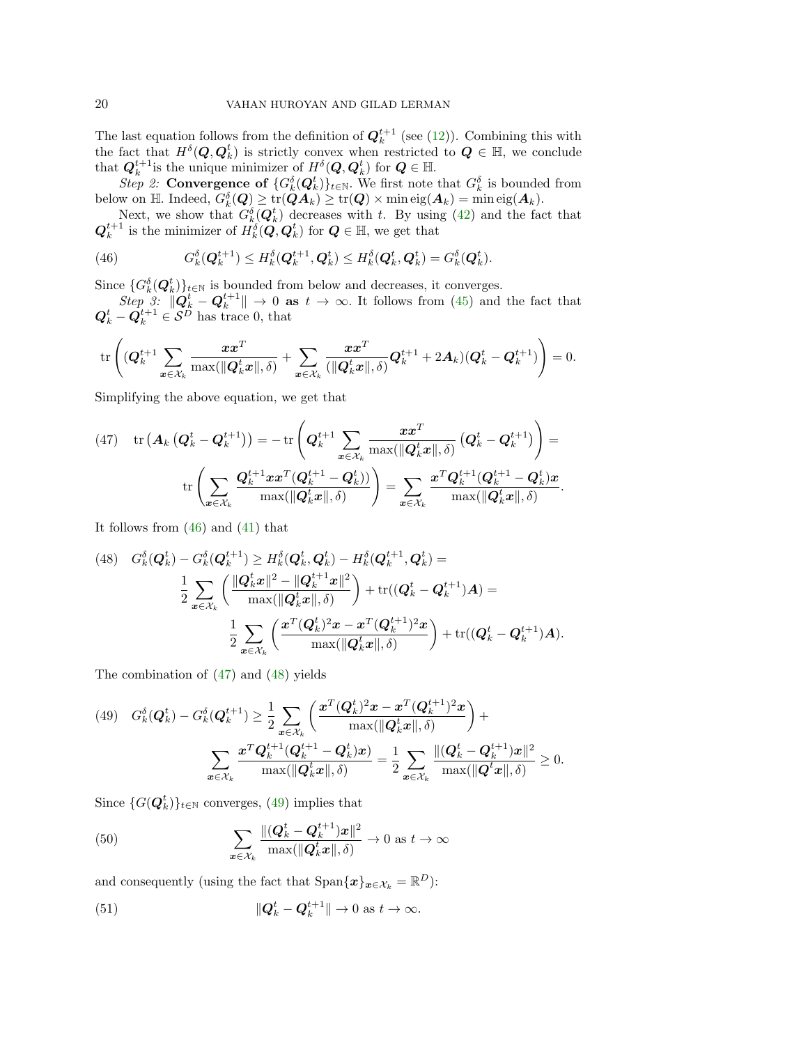The last equation follows from the definition of $\boldsymbol{Q}_k^{t+1}$ (see (12)). Combining this with the fact that $H^\delta(\boldsymbol{Q}, \boldsymbol{Q}_k^t)$ is strictly convex when restricted to $\boldsymbol{Q} \in \mathbb{H}$, we conclude that $\boldsymbol{Q}_k^{t+1}$is the unique minimizer of $H^\delta(\boldsymbol{Q}, \boldsymbol{Q}_k^t)$ for $\boldsymbol{Q} \in \mathbb{H}$.

*Step 2:* **Convergence of** $\{G_k^\delta(\boldsymbol{Q}_k^t)\}_{t\in\mathbb{N}}$. We first note that $G_k^\delta$ is bounded from below on $\mathbb{H}$. Indeed, $G_k^\delta(\boldsymbol{Q}) \geq \operatorname{tr}(\boldsymbol{Q}\boldsymbol{A}_k) \geq \operatorname{tr}(\boldsymbol{Q}) \times \min \operatorname{eig}(\boldsymbol{A}_k) = \min \operatorname{eig}(\boldsymbol{A}_k)$.

Next, we show that $G_k^\delta(\boldsymbol{Q}_k^t)$ decreases with $t$. By using (42) and the fact that $\boldsymbol{Q}_k^{t+1}$ is the minimizer of $H_k^\delta(\boldsymbol{Q}, \boldsymbol{Q}_k^t)$ for $\boldsymbol{Q} \in \mathbb{H}$, we get that

$$G_k^\delta(\boldsymbol{Q}_k^{t+1}) \leq H_k^\delta(\boldsymbol{Q}_k^{t+1}, \boldsymbol{Q}_k^t) \leq H_k^\delta(\boldsymbol{Q}_k^t, \boldsymbol{Q}_k^t) = G_k^\delta(\boldsymbol{Q}_k^t). \tag{46}$$

Since $\{G_k^\delta(\boldsymbol{Q}_k^t)\}_{t\in\mathbb{N}}$ is bounded from below and decreases, it converges.

*Step 3:* $\|\boldsymbol{Q}_k^t - \boldsymbol{Q}_k^{t+1}\| \to 0$ **as** $t \to \infty$. It follows from (45) and the fact that $\boldsymbol{Q}_k^t - \boldsymbol{Q}_k^{t+1} \in \mathcal{S}^D$ has trace 0, that

$$\operatorname{tr}\left( (\boldsymbol{Q}_k^{t+1} \sum_{\boldsymbol{x}\in\mathcal{X}_k} \frac{\boldsymbol{x}\boldsymbol{x}^T}{\max(\|\boldsymbol{Q}_k^t\boldsymbol{x}\|, \delta)} + \sum_{\boldsymbol{x}\in\mathcal{X}_k} \frac{\boldsymbol{x}\boldsymbol{x}^T}{(\|\boldsymbol{Q}_k^t\boldsymbol{x}\|, \delta)} \boldsymbol{Q}_k^{t+1} + 2\boldsymbol{A}_k)(\boldsymbol{Q}_k^t - \boldsymbol{Q}_k^{t+1}) \right) = 0.$$

Simplifying the above equation, we get that

$$\begin{aligned} \operatorname{tr}\left(\boldsymbol{A}_k \left(\boldsymbol{Q}_k^t - \boldsymbol{Q}_k^{t+1}\right)\right) = -\operatorname{tr}\left( \boldsymbol{Q}_k^{t+1} \sum_{\boldsymbol{x}\in\mathcal{X}_k} \frac{\boldsymbol{x}\boldsymbol{x}^T}{\max(\|\boldsymbol{Q}_k^t\boldsymbol{x}\|, \delta)} \left(\boldsymbol{Q}_k^t - \boldsymbol{Q}_k^{t+1}\right) \right) = \\ \operatorname{tr}\left( \sum_{\boldsymbol{x}\in\mathcal{X}_k} \frac{\boldsymbol{Q}_k^{t+1}\boldsymbol{x}\boldsymbol{x}^T(\boldsymbol{Q}_k^{t+1} - \boldsymbol{Q}_k^t))}{\max(\|\boldsymbol{Q}_k^t\boldsymbol{x}\|, \delta)} \right) = \sum_{\boldsymbol{x}\in\mathcal{X}_k} \frac{\boldsymbol{x}^T\boldsymbol{Q}_k^{t+1}(\boldsymbol{Q}_k^{t+1} - \boldsymbol{Q}_k^t)\boldsymbol{x}}{\max(\|\boldsymbol{Q}_k^t\boldsymbol{x}\|, \delta)}. \end{aligned} \tag{47}$$

It follows from (46) and (41) that

$$\begin{aligned} G_k^\delta(\boldsymbol{Q}_k^t) - G_k^\delta(\boldsymbol{Q}_k^{t+1}) \geq H_k^\delta(\boldsymbol{Q}_k^t, \boldsymbol{Q}_k^t) - H_k^\delta(\boldsymbol{Q}_k^{t+1}, \boldsymbol{Q}_k^t) = \\ \frac{1}{2} \sum_{\boldsymbol{x}\in\mathcal{X}_k} \left( \frac{\|\boldsymbol{Q}_k^t\boldsymbol{x}\|^2 - \|\boldsymbol{Q}_k^{t+1}\boldsymbol{x}\|^2}{\max(\|\boldsymbol{Q}_k^t\boldsymbol{x}\|, \delta)} \right) + \operatorname{tr}((\boldsymbol{Q}_k^t - \boldsymbol{Q}_k^{t+1})\boldsymbol{A}) = \\ \frac{1}{2} \sum_{\boldsymbol{x}\in\mathcal{X}_k} \left( \frac{\boldsymbol{x}^T(\boldsymbol{Q}_k^t)^2\boldsymbol{x} - \boldsymbol{x}^T(\boldsymbol{Q}_k^{t+1})^2\boldsymbol{x}}{\max(\|\boldsymbol{Q}_k^t\boldsymbol{x}\|, \delta)} \right) + \operatorname{tr}((\boldsymbol{Q}_k^t - \boldsymbol{Q}_k^{t+1})\boldsymbol{A}). \end{aligned} \tag{48}$$

The combination of (47) and (48) yields

$$\begin{aligned} G_k^\delta(\boldsymbol{Q}_k^t) - G_k^\delta(\boldsymbol{Q}_k^{t+1}) \geq \frac{1}{2} \sum_{\boldsymbol{x}\in\mathcal{X}_k} \left( \frac{\boldsymbol{x}^T(\boldsymbol{Q}_k^t)^2\boldsymbol{x} - \boldsymbol{x}^T(\boldsymbol{Q}_k^{t+1})^2\boldsymbol{x}}{\max(\|\boldsymbol{Q}_k^t\boldsymbol{x}\|, \delta)} \right) + \\ \sum_{\boldsymbol{x}\in\mathcal{X}_k} \frac{\boldsymbol{x}^T\boldsymbol{Q}_k^{t+1}(\boldsymbol{Q}_k^{t+1} - \boldsymbol{Q}_k^t)\boldsymbol{x})}{\max(\|\boldsymbol{Q}_k^t\boldsymbol{x}\|, \delta)} = \frac{1}{2} \sum_{\boldsymbol{x}\in\mathcal{X}_k} \frac{\|(\boldsymbol{Q}_k^t - \boldsymbol{Q}_k^{t+1})\boldsymbol{x}\|^2}{\max(\|\boldsymbol{Q}^t\boldsymbol{x}\|, \delta)} \geq 0. \end{aligned} \tag{49}$$

Since $\{G(\boldsymbol{Q}_k^t)\}_{t\in\mathbb{N}}$ converges, (49) implies that

$$\sum_{\boldsymbol{x}\in\mathcal{X}_k} \frac{\|(\boldsymbol{Q}_k^t - \boldsymbol{Q}_k^{t+1})\boldsymbol{x}\|^2}{\max(\|\boldsymbol{Q}_k^t\boldsymbol{x}\|, \delta)} \to 0 \text{ as } t \to \infty \tag{50}$$

and consequently (using the fact that $\operatorname{Span}\{\boldsymbol{x}\}_{\boldsymbol{x}\in\mathcal{X}_k} = \mathbb{R}^D$):

$$\|\boldsymbol{Q}_k^t - \boldsymbol{Q}_k^{t+1}\| \to 0 \text{ as } t \to \infty. \tag{51}$$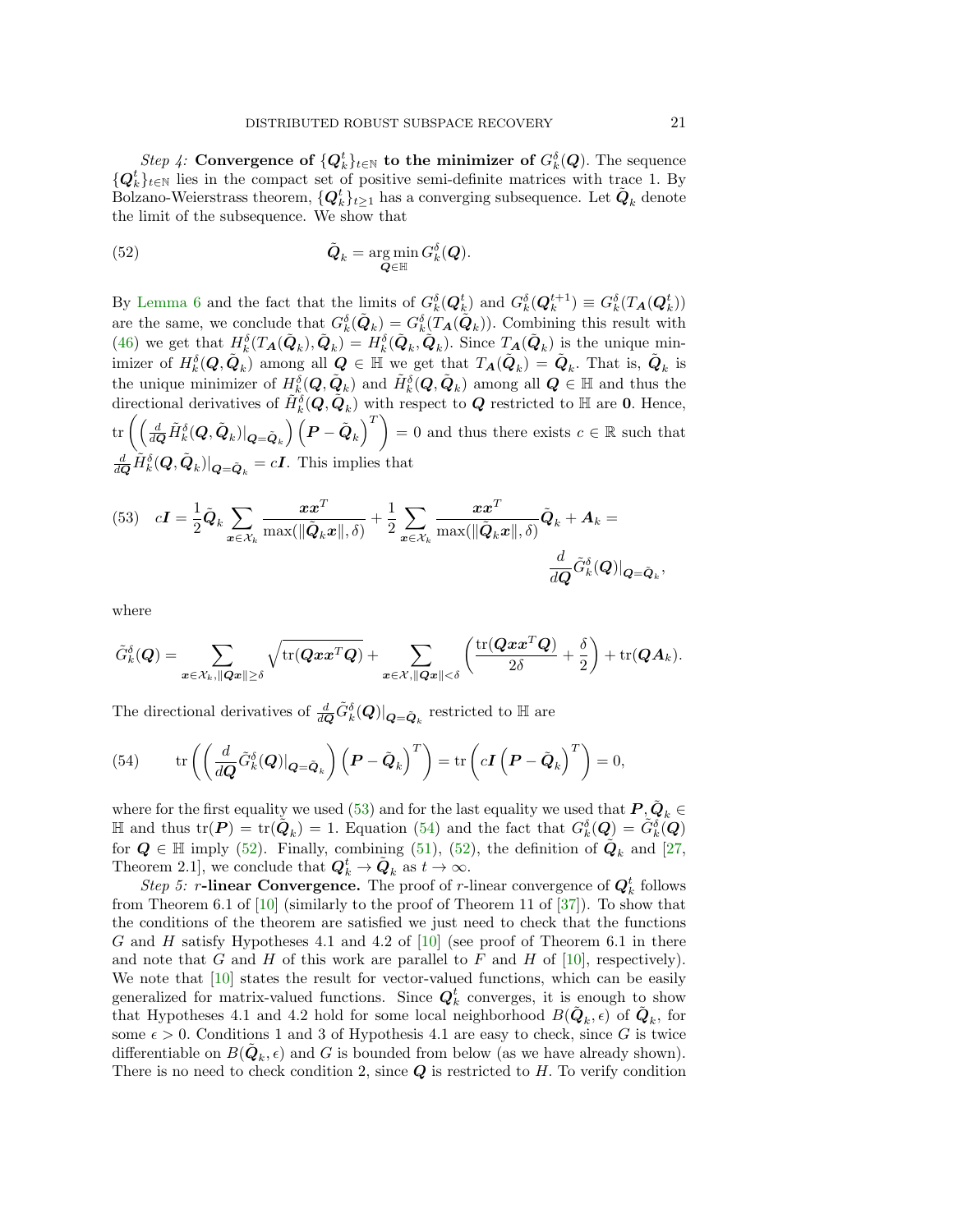*Step 4:* **Convergence of $\{\boldsymbol{Q}_k^t\}_{t\in\mathbb{N}}$ to the minimizer of $G_k^\delta(\boldsymbol{Q})$.** The sequence $\{\boldsymbol{Q}_k^t\}_{t\in\mathbb{N}}$ lies in the compact set of positive semi-definite matrices with trace 1. By Bolzano-Weierstrass theorem, $\{\boldsymbol{Q}_k^t\}_{t\geq 1}$ has a converging subsequence. Let $\tilde{\boldsymbol{Q}}_k$ denote the limit of the subsequence. We show that

$$
\tilde{\boldsymbol{Q}}_k = \underset{\boldsymbol{Q}\in\mathbb{H}}{\arg\min}\, G_k^\delta(\boldsymbol{Q}). \tag{52}
$$

By Lemma 6 and the fact that the limits of $G_k^\delta(\boldsymbol{Q}_k^t)$ and $G_k^\delta(\boldsymbol{Q}_k^{t+1}) \equiv G_k^\delta(T_{\boldsymbol{A}}(\boldsymbol{Q}_k^t))$ are the same, we conclude that $G_k^\delta(\tilde{\boldsymbol{Q}}_k) = G_k^\delta(T_{\boldsymbol{A}}(\tilde{\boldsymbol{Q}}_k))$. Combining this result with (46) we get that $H_k^\delta(T_{\boldsymbol{A}}(\tilde{\boldsymbol{Q}}_k), \tilde{\boldsymbol{Q}}_k) = H_k^\delta(\tilde{\boldsymbol{Q}}_k, \tilde{\boldsymbol{Q}}_k)$. Since $T_{\boldsymbol{A}}(\tilde{\boldsymbol{Q}}_k)$ is the unique minimizer of $H_k^\delta(\boldsymbol{Q}, \tilde{\boldsymbol{Q}}_k)$ among all $\boldsymbol{Q} \in \mathbb{H}$ we get that $T_{\boldsymbol{A}}(\tilde{\boldsymbol{Q}}_k) = \tilde{\boldsymbol{Q}}_k$. That is, $\tilde{\boldsymbol{Q}}_k$ is the unique minimizer of $H_k^\delta(\boldsymbol{Q}, \tilde{\boldsymbol{Q}}_k)$ and $\tilde{H}_k^\delta(\boldsymbol{Q}, \tilde{\boldsymbol{Q}}_k)$ among all $\boldsymbol{Q} \in \mathbb{H}$ and thus the directional derivatives of $\tilde{H}_k^\delta(\boldsymbol{Q}, \tilde{\boldsymbol{Q}}_k)$ with respect to $\boldsymbol{Q}$ restricted to $\mathbb{H}$ are $\boldsymbol{0}$. Hence, $\operatorname{tr}\left(\left(\frac{d}{d\boldsymbol{Q}}\tilde{H}_k^\delta(\boldsymbol{Q}, \tilde{\boldsymbol{Q}}_k)|_{\boldsymbol{Q}=\tilde{\boldsymbol{Q}}_k}\right)\left(\boldsymbol{P} - \tilde{\boldsymbol{Q}}_k\right)^T\right) = 0$ and thus there exists $c \in \mathbb{R}$ such that $\frac{d}{d\boldsymbol{Q}}\tilde{H}_k^\delta(\boldsymbol{Q}, \tilde{\boldsymbol{Q}}_k)|_{\boldsymbol{Q}=\tilde{\boldsymbol{Q}}_k} = c\boldsymbol{I}$. This implies that

$$
c\boldsymbol{I} = \frac{1}{2}\tilde{\boldsymbol{Q}}_k \sum_{\boldsymbol{x}\in\mathcal{X}_k} \frac{\boldsymbol{x}\boldsymbol{x}^T}{\max(\|\tilde{\boldsymbol{Q}}_k\boldsymbol{x}\|, \delta)} + \frac{1}{2}\sum_{\boldsymbol{x}\in\mathcal{X}_k} \frac{\boldsymbol{x}\boldsymbol{x}^T}{\max(\|\tilde{\boldsymbol{Q}}_k\boldsymbol{x}\|, \delta)}\tilde{\boldsymbol{Q}}_k + \boldsymbol{A}_k = \frac{d}{d\boldsymbol{Q}}\tilde{G}_k^\delta(\boldsymbol{Q})|_{\boldsymbol{Q}=\tilde{\boldsymbol{Q}}_k}, \tag{53}
$$

where

$$
\tilde{G}_k^\delta(\boldsymbol{Q}) = \sum_{\boldsymbol{x}\in\mathcal{X}_k, \|\boldsymbol{Q}\boldsymbol{x}\|\geq\delta} \sqrt{\operatorname{tr}(\boldsymbol{Q}\boldsymbol{x}\boldsymbol{x}^T\boldsymbol{Q})} + \sum_{\boldsymbol{x}\in\mathcal{X}, \|\boldsymbol{Q}\boldsymbol{x}\|<\delta}\left(\frac{\operatorname{tr}(\boldsymbol{Q}\boldsymbol{x}\boldsymbol{x}^T\boldsymbol{Q})}{2\delta} + \frac{\delta}{2}\right) + \operatorname{tr}(\boldsymbol{Q}\boldsymbol{A}_k).
$$

The directional derivatives of $\frac{d}{d\boldsymbol{Q}}\tilde{G}_k^\delta(\boldsymbol{Q})|_{\boldsymbol{Q}=\tilde{\boldsymbol{Q}}_k}$ restricted to $\mathbb{H}$ are

$$
\operatorname{tr}\left(\left(\frac{d}{d\boldsymbol{Q}}\tilde{G}_k^\delta(\boldsymbol{Q})|_{\boldsymbol{Q}=\tilde{\boldsymbol{Q}}_k}\right)\left(\boldsymbol{P} - \tilde{\boldsymbol{Q}}_k\right)^T\right) = \operatorname{tr}\left(c\boldsymbol{I}\left(\boldsymbol{P} - \tilde{\boldsymbol{Q}}_k\right)^T\right) = 0, \tag{54}
$$

where for the first equality we used (53) and for the last equality we used that $\boldsymbol{P}, \tilde{\boldsymbol{Q}}_k \in \mathbb{H}$ and thus $\operatorname{tr}(\boldsymbol{P}) = \operatorname{tr}(\tilde{\boldsymbol{Q}}_k) = 1$. Equation (54) and the fact that $G_k^\delta(\boldsymbol{Q}) = \tilde{G}_k^\delta(\boldsymbol{Q})$ for $\boldsymbol{Q} \in \mathbb{H}$ imply (52). Finally, combining (51), (52), the definition of $\tilde{\boldsymbol{Q}}_k$ and [27, Theorem 2.1], we conclude that $\boldsymbol{Q}_k^t \to \tilde{\boldsymbol{Q}}_k$ as $t \to \infty$.

*Step 5:* $r$**-linear Convergence.** The proof of $r$-linear convergence of $\boldsymbol{Q}_k^t$ follows from Theorem 6.1 of [10] (similarly to the proof of Theorem 11 of [37]). To show that the conditions of the theorem are satisfied we just need to check that the functions $G$ and $H$ satisfy Hypotheses 4.1 and 4.2 of [10] (see proof of Theorem 6.1 in there and note that $G$ and $H$ of this work are parallel to $F$ and $H$ of [10], respectively). We note that [10] states the result for vector-valued functions, which can be easily generalized for matrix-valued functions. Since $\boldsymbol{Q}_k^t$ converges, it is enough to show that Hypotheses 4.1 and 4.2 hold for some local neighborhood $B(\tilde{\boldsymbol{Q}}_k, \epsilon)$ of $\tilde{\boldsymbol{Q}}_k$, for some $\epsilon > 0$. Conditions 1 and 3 of Hypothesis 4.1 are easy to check, since $G$ is twice differentiable on $B(\tilde{\boldsymbol{Q}}_k, \epsilon)$ and $G$ is bounded from below (as we have already shown). There is no need to check condition 2, since $\boldsymbol{Q}$ is restricted to $H$. To verify condition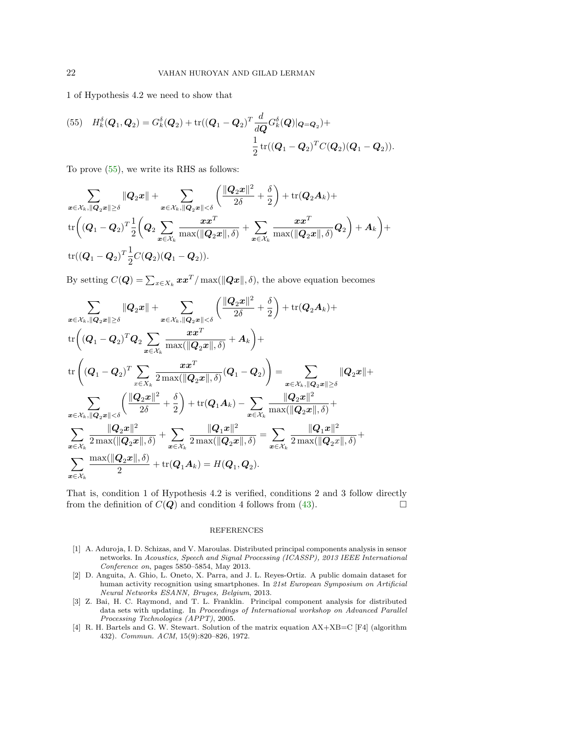1 of Hypothesis 4.2 we need to show that

$$H_k^\delta(\boldsymbol{Q}_1,\boldsymbol{Q}_2) = G_k^\delta(\boldsymbol{Q}_2) + \operatorname{tr}((\boldsymbol{Q}_1-\boldsymbol{Q}_2)^T \frac{d}{d\boldsymbol{Q}} G_k^\delta(\boldsymbol{Q})|_{\boldsymbol{Q}=\boldsymbol{Q}_2}) + \frac{1}{2}\operatorname{tr}((\boldsymbol{Q}_1-\boldsymbol{Q}_2)^T C(\boldsymbol{Q}_2)(\boldsymbol{Q}_1-\boldsymbol{Q}_2)). \tag{55}$$

To prove (55), we write its RHS as follows:

$$\sum_{\boldsymbol{x}\in\mathcal{X}_k,\|\boldsymbol{Q}_2\boldsymbol{x}\|\geq\delta} \|\boldsymbol{Q}_2\boldsymbol{x}\| + \sum_{\boldsymbol{x}\in\mathcal{X}_k,\|\boldsymbol{Q}_2\boldsymbol{x}\|<\delta}\left(\frac{\|\boldsymbol{Q}_2\boldsymbol{x}\|^2}{2\delta}+\frac{\delta}{2}\right) + \operatorname{tr}(\boldsymbol{Q}_2\boldsymbol{A}_k) +$$
$$\operatorname{tr}\Bigg((\boldsymbol{Q}_1-\boldsymbol{Q}_2)^T\frac{1}{2}\Bigg(\boldsymbol{Q}_2\sum_{\boldsymbol{x}\in\mathcal{X}_k}\frac{\boldsymbol{x}\boldsymbol{x}^T}{\max(\|\boldsymbol{Q}_2\boldsymbol{x}\|,\delta)} + \sum_{\boldsymbol{x}\in\mathcal{X}_k}\frac{\boldsymbol{x}\boldsymbol{x}^T}{\max(\|\boldsymbol{Q}_2\boldsymbol{x}\|,\delta)}\boldsymbol{Q}_2\Bigg) + \boldsymbol{A}_k\Bigg) +$$
$$\operatorname{tr}((\boldsymbol{Q}_1-\boldsymbol{Q}_2)^T\frac{1}{2}C(\boldsymbol{Q}_2)(\boldsymbol{Q}_1-\boldsymbol{Q}_2)).$$

By setting $C(\boldsymbol{Q}) = \sum_{x\in X_k}\boldsymbol{x}\boldsymbol{x}^T/\max(\|\boldsymbol{Q}\boldsymbol{x}\|,\delta)$, the above equation becomes

$$\sum_{\boldsymbol{x}\in\mathcal{X}_k,\|\boldsymbol{Q}_2\boldsymbol{x}\|\geq\delta} \|\boldsymbol{Q}_2\boldsymbol{x}\| + \sum_{\boldsymbol{x}\in\mathcal{X}_k,\|\boldsymbol{Q}_2\boldsymbol{x}\|<\delta}\left(\frac{\|\boldsymbol{Q}_2\boldsymbol{x}\|^2}{2\delta}+\frac{\delta}{2}\right) + \operatorname{tr}(\boldsymbol{Q}_2\boldsymbol{A}_k) +$$
$$\operatorname{tr}\Bigg((\boldsymbol{Q}_1-\boldsymbol{Q}_2)^T\boldsymbol{Q}_2\sum_{\boldsymbol{x}\in\mathcal{X}_k}\frac{\boldsymbol{x}\boldsymbol{x}^T}{\max(\|\boldsymbol{Q}_2\boldsymbol{x}\|,\delta)} + \boldsymbol{A}_k\Bigg) +$$
$$\operatorname{tr}\left((\boldsymbol{Q}_1-\boldsymbol{Q}_2)^T\sum_{x\in X_k}\frac{\boldsymbol{x}\boldsymbol{x}^T}{2\max(\|\boldsymbol{Q}_2\boldsymbol{x}\|,\delta)}(\boldsymbol{Q}_1-\boldsymbol{Q}_2)\right) = \sum_{\boldsymbol{x}\in\mathcal{X}_k,\|\boldsymbol{Q}_2\boldsymbol{x}\|\geq\delta}\|\boldsymbol{Q}_2\boldsymbol{x}\| +$$
$$\sum_{\boldsymbol{x}\in\mathcal{X}_k,\|\boldsymbol{Q}_2\boldsymbol{x}\|<\delta}\left(\frac{\|\boldsymbol{Q}_2\boldsymbol{x}\|^2}{2\delta}+\frac{\delta}{2}\right) + \operatorname{tr}(\boldsymbol{Q}_1\boldsymbol{A}_k) - \sum_{\boldsymbol{x}\in\mathcal{X}_k}\frac{\|\boldsymbol{Q}_2\boldsymbol{x}\|^2}{\max(\|\boldsymbol{Q}_2\boldsymbol{x}\|,\delta)} +$$
$$\sum_{\boldsymbol{x}\in\mathcal{X}_k}\frac{\|\boldsymbol{Q}_2\boldsymbol{x}\|^2}{2\max(\|\boldsymbol{Q}_2\boldsymbol{x}\|,\delta)} + \sum_{\boldsymbol{x}\in\mathcal{X}_k}\frac{\|\boldsymbol{Q}_1\boldsymbol{x}\|^2}{2\max(\|\boldsymbol{Q}_2\boldsymbol{x}\|,\delta)} = \sum_{\boldsymbol{x}\in\mathcal{X}_k}\frac{\|\boldsymbol{Q}_1\boldsymbol{x}\|^2}{2\max(\|\boldsymbol{Q}_2 x\|,\delta)} +$$
$$\sum_{\boldsymbol{x}\in\mathcal{X}_k}\frac{\max(\|\boldsymbol{Q}_2\boldsymbol{x}\|,\delta)}{2} + \operatorname{tr}(\boldsymbol{Q}_1\boldsymbol{A}_k) = H(\boldsymbol{Q}_1,\boldsymbol{Q}_2).$$

That is, condition 1 of Hypothesis 4.2 is verified, conditions 2 and 3 follow directly from the definition of $C(\boldsymbol{Q})$ and condition 4 follows from (43). $\square$

## REFERENCES

[1] A. Aduroja, I. D. Schizas, and V. Maroulas. Distributed principal components analysis in sensor networks. In *Acoustics, Speech and Signal Processing (ICASSP), 2013 IEEE International Conference on*, pages 5850–5854, May 2013.

[2] D. Anguita, A. Ghio, L. Oneto, X. Parra, and J. L. Reyes-Ortiz. A public domain dataset for human activity recognition using smartphones. In *21st European Symposium on Artificial Neural Networks ESANN, Bruges, Belgium*, 2013.

[3] Z. Bai, H. C. Raymond, and T. L. Franklin. Principal component analysis for distributed data sets with updating. In *Proceedings of International workshop on Advanced Parallel Processing Technologies (APPT)*, 2005.

[4] R. H. Bartels and G. W. Stewart. Solution of the matrix equation AX+XB=C [F4] (algorithm 432). *Commun. ACM*, 15(9):820–826, 1972.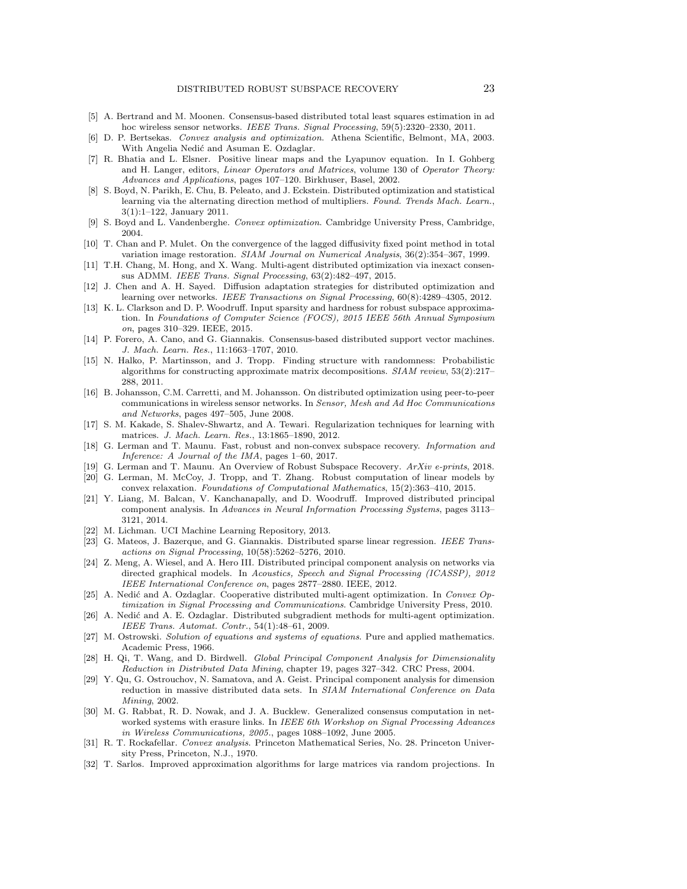[5] A. Bertrand and M. Moonen. Consensus-based distributed total least squares estimation in ad hoc wireless sensor networks. *IEEE Trans. Signal Processing*, 59(5):2320–2330, 2011.

[6] D. P. Bertsekas. *Convex analysis and optimization*. Athena Scientific, Belmont, MA, 2003. With Angelia Nedić and Asuman E. Ozdaglar.

[7] R. Bhatia and L. Elsner. Positive linear maps and the Lyapunov equation. In I. Gohberg and H. Langer, editors, *Linear Operators and Matrices*, volume 130 of *Operator Theory: Advances and Applications*, pages 107–120. Birkhuser, Basel, 2002.

[8] S. Boyd, N. Parikh, E. Chu, B. Peleato, and J. Eckstein. Distributed optimization and statistical learning via the alternating direction method of multipliers. *Found. Trends Mach. Learn.*, 3(1):1–122, January 2011.

[9] S. Boyd and L. Vandenberghe. *Convex optimization*. Cambridge University Press, Cambridge, 2004.

[10] T. Chan and P. Mulet. On the convergence of the lagged diffusivity fixed point method in total variation image restoration. *SIAM Journal on Numerical Analysis*, 36(2):354–367, 1999.

[11] T.H. Chang, M. Hong, and X. Wang. Multi-agent distributed optimization via inexact consensus ADMM. *IEEE Trans. Signal Processing*, 63(2):482–497, 2015.

[12] J. Chen and A. H. Sayed. Diffusion adaptation strategies for distributed optimization and learning over networks. *IEEE Transactions on Signal Processing*, 60(8):4289–4305, 2012.

[13] K. L. Clarkson and D. P. Woodruff. Input sparsity and hardness for robust subspace approximation. In *Foundations of Computer Science (FOCS), 2015 IEEE 56th Annual Symposium on*, pages 310–329. IEEE, 2015.

[14] P. Forero, A. Cano, and G. Giannakis. Consensus-based distributed support vector machines. *J. Mach. Learn. Res.*, 11:1663–1707, 2010.

[15] N. Halko, P. Martinsson, and J. Tropp. Finding structure with randomness: Probabilistic algorithms for constructing approximate matrix decompositions. *SIAM review*, 53(2):217–288, 2011.

[16] B. Johansson, C.M. Carretti, and M. Johansson. On distributed optimization using peer-to-peer communications in wireless sensor networks. In *Sensor, Mesh and Ad Hoc Communications and Networks*, pages 497–505, June 2008.

[17] S. M. Kakade, S. Shalev-Shwartz, and A. Tewari. Regularization techniques for learning with matrices. *J. Mach. Learn. Res.*, 13:1865–1890, 2012.

[18] G. Lerman and T. Maunu. Fast, robust and non-convex subspace recovery. *Information and Inference: A Journal of the IMA*, pages 1–60, 2017.

[19] G. Lerman and T. Maunu. An Overview of Robust Subspace Recovery. *ArXiv e-prints*, 2018.

[20] G. Lerman, M. McCoy, J. Tropp, and T. Zhang. Robust computation of linear models by convex relaxation. *Foundations of Computational Mathematics*, 15(2):363–410, 2015.

[21] Y. Liang, M. Balcan, V. Kanchanapally, and D. Woodruff. Improved distributed principal component analysis. In *Advances in Neural Information Processing Systems*, pages 3113–3121, 2014.

[22] M. Lichman. UCI Machine Learning Repository, 2013.

[23] G. Mateos, J. Bazerque, and G. Giannakis. Distributed sparse linear regression. *IEEE Transactions on Signal Processing*, 10(58):5262–5276, 2010.

[24] Z. Meng, A. Wiesel, and A. Hero III. Distributed principal component analysis on networks via directed graphical models. In *Acoustics, Speech and Signal Processing (ICASSP), 2012 IEEE International Conference on*, pages 2877–2880. IEEE, 2012.

[25] A. Nedić and A. Ozdaglar. Cooperative distributed multi-agent optimization. In *Convex Optimization in Signal Processing and Communications*. Cambridge University Press, 2010.

[26] A. Nedić and A. E. Ozdaglar. Distributed subgradient methods for multi-agent optimization. *IEEE Trans. Automat. Contr.*, 54(1):48–61, 2009.

[27] M. Ostrowski. *Solution of equations and systems of equations*. Pure and applied mathematics. Academic Press, 1966.

[28] H. Qi, T. Wang, and D. Birdwell. *Global Principal Component Analysis for Dimensionality Reduction in Distributed Data Mining*, chapter 19, pages 327–342. CRC Press, 2004.

[29] Y. Qu, G. Ostrouchov, N. Samatova, and A. Geist. Principal component analysis for dimension reduction in massive distributed data sets. In *SIAM International Conference on Data Mining*, 2002.

[30] M. G. Rabbat, R. D. Nowak, and J. A. Bucklew. Generalized consensus computation in networked systems with erasure links. In *IEEE 6th Workshop on Signal Processing Advances in Wireless Communications, 2005.*, pages 1088–1092, June 2005.

[31] R. T. Rockafellar. *Convex analysis*. Princeton Mathematical Series, No. 28. Princeton University Press, Princeton, N.J., 1970.

[32] T. Sarlos. Improved approximation algorithms for large matrices via random projections. In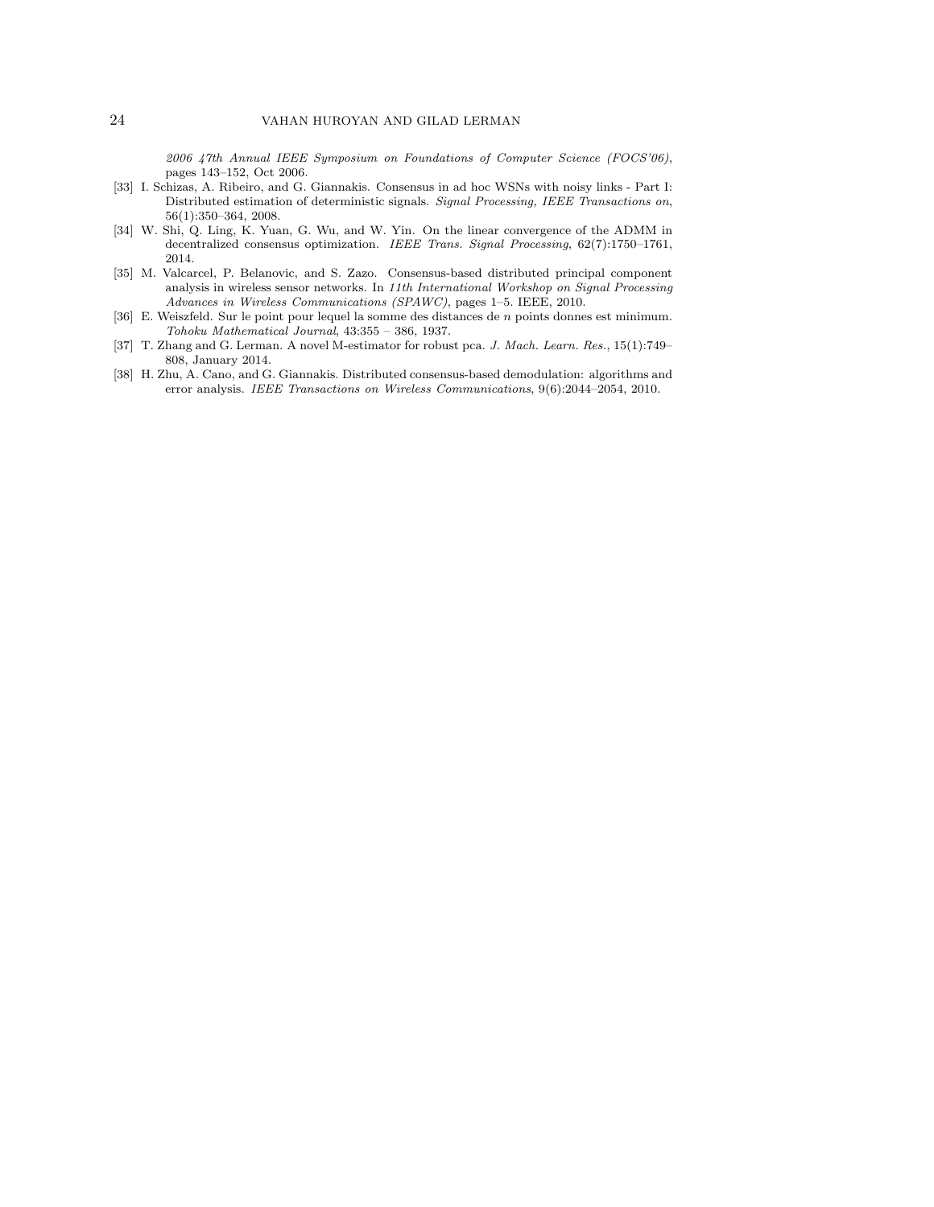*2006 47th Annual IEEE Symposium on Foundations of Computer Science (FOCS'06)*, pages 143–152, Oct 2006.

[33] I. Schizas, A. Ribeiro, and G. Giannakis. Consensus in ad hoc WSNs with noisy links - Part I: Distributed estimation of deterministic signals. *Signal Processing, IEEE Transactions on*, 56(1):350–364, 2008.

[34] W. Shi, Q. Ling, K. Yuan, G. Wu, and W. Yin. On the linear convergence of the ADMM in decentralized consensus optimization. *IEEE Trans. Signal Processing*, 62(7):1750–1761, 2014.

[35] M. Valcarcel, P. Belanovic, and S. Zazo. Consensus-based distributed principal component analysis in wireless sensor networks. In *11th International Workshop on Signal Processing Advances in Wireless Communications (SPAWC)*, pages 1–5. IEEE, 2010.

[36] E. Weiszfeld. Sur le point pour lequel la somme des distances de $n$ points donnes est minimum. *Tohoku Mathematical Journal*, 43:355 – 386, 1937.

[37] T. Zhang and G. Lerman. A novel M-estimator for robust pca. *J. Mach. Learn. Res.*, 15(1):749–808, January 2014.

[38] H. Zhu, A. Cano, and G. Giannakis. Distributed consensus-based demodulation: algorithms and error analysis. *IEEE Transactions on Wireless Communications*, 9(6):2044–2054, 2010.